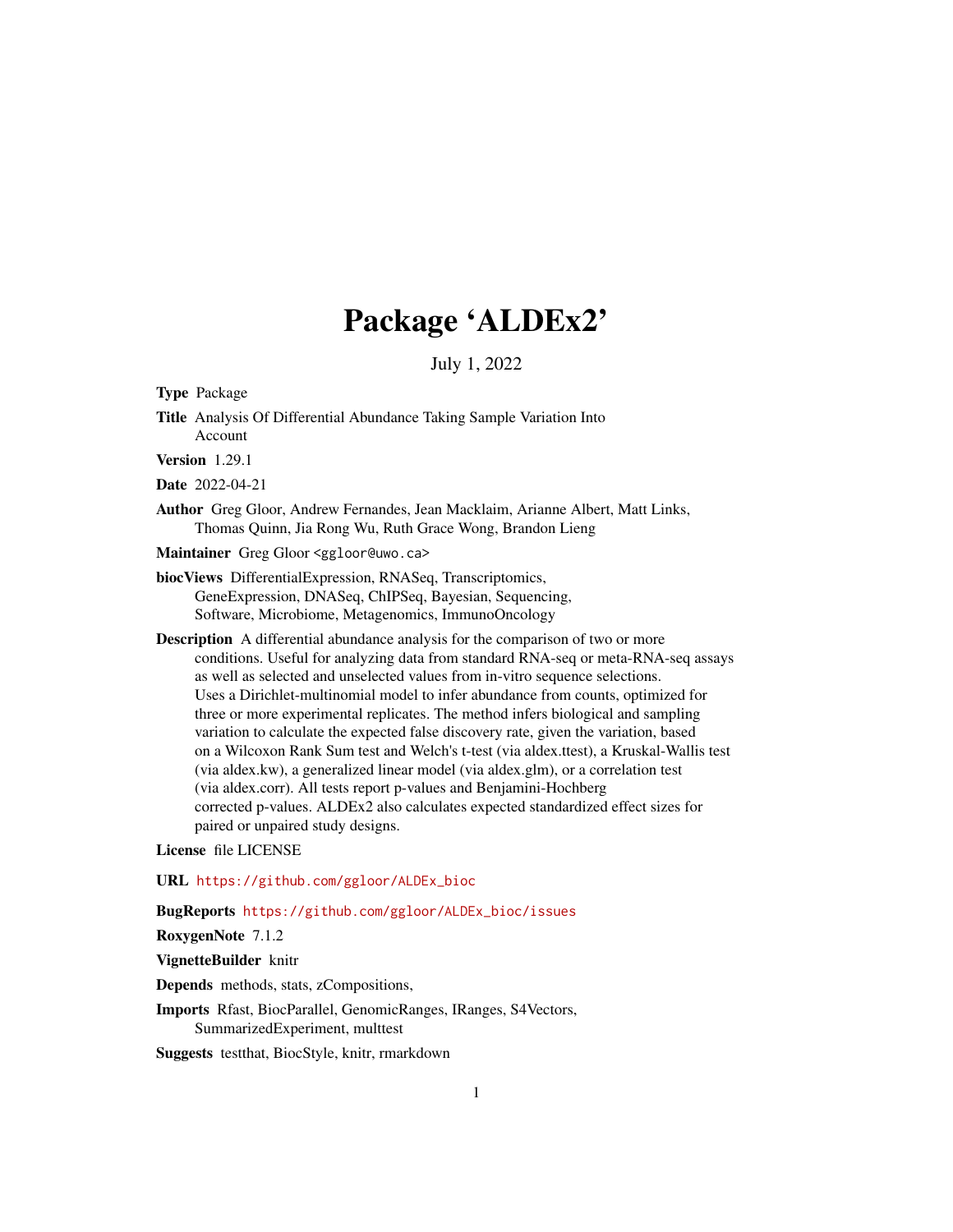# Package 'ALDEx2'

July 1, 2022

**Type** Package

**Title** Analysis Of Differential Abundance Taking Sample Variation Into Account

**Version** 1.29.1

**Date** 2022-04-21

**Author** Greg Gloor, Andrew Fernandes, Jean Macklaim, Arianne Albert, Matt Links, Thomas Quinn, Jia Rong Wu, Ruth Grace Wong, Brandon Lieng

**Maintainer** Greg Gloor <ggloor@uwo.ca>

**biocViews** DifferentialExpression, RNASeq, Transcriptomics, GeneExpression, DNASeq, ChIPSeq, Bayesian, Sequencing, Software, Microbiome, Metagenomics, ImmunoOncology

**Description** A differential abundance analysis for the comparison of two or more conditions. Useful for analyzing data from standard RNA-seq or meta-RNA-seq assays as well as selected and unselected values from in-vitro sequence selections. Uses a Dirichlet-multinomial model to infer abundance from counts, optimized for three or more experimental replicates. The method infers biological and sampling variation to calculate the expected false discovery rate, given the variation, based on a Wilcoxon Rank Sum test and Welch's t-test (via aldex.ttest), a Kruskal-Wallis test (via aldex.kw), a generalized linear model (via aldex.glm), or a correlation test (via aldex.corr). All tests report p-values and Benjamini-Hochberg corrected p-values. ALDEx2 also calculates expected standardized effect sizes for paired or unpaired study designs.

**License** file LICENSE

**URL** https://github.com/ggloor/ALDEx_bioc

**BugReports** https://github.com/ggloor/ALDEx_bioc/issues

**RoxygenNote** 7.1.2

**VignetteBuilder** knitr

**Depends** methods, stats, zCompositions,

**Imports** Rfast, BiocParallel, GenomicRanges, IRanges, S4Vectors, SummarizedExperiment, multtest

**Suggests** testthat, BiocStyle, knitr, rmarkdown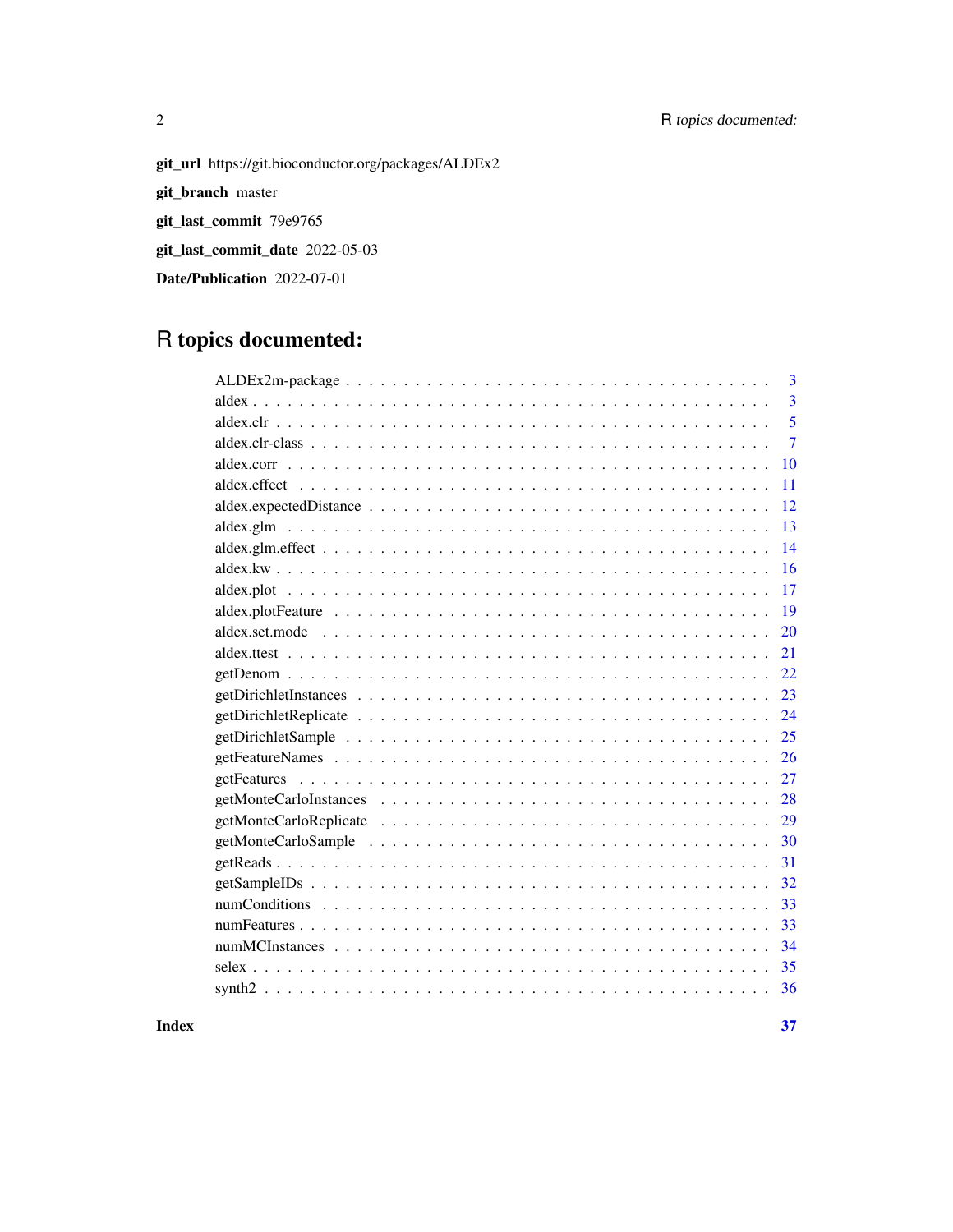**git_url** https://git.bioconductor.org/packages/ALDEx2

**git_branch** master

**git_last_commit** 79e9765

**git_last_commit_date** 2022-05-03

**Date/Publication** 2022-07-01

# R topics documented:

| | |
|---|---|
| ALDEx2m-package | 3 |
| aldex | 3 |
| aldex.clr | 5 |
| aldex.clr-class | 7 |
| aldex.corr | 10 |
| aldex.effect | 11 |
| aldex.expectedDistance | 12 |
| aldex.glm | 13 |
| aldex.glm.effect | 14 |
| aldex.kw | 16 |
| aldex.plot | 17 |
| aldex.plotFeature | 19 |
| aldex.set.mode | 20 |
| aldex.ttest | 21 |
| getDenom | 22 |
| getDirichletInstances | 23 |
| getDirichletReplicate | 24 |
| getDirichletSample | 25 |
| getFeatureNames | 26 |
| getFeatures | 27 |
| getMonteCarloInstances | 28 |
| getMonteCarloReplicate | 29 |
| getMonteCarloSample | 30 |
| getReads | 31 |
| getSampleIDs | 32 |
| numConditions | 33 |
| numFeatures | 33 |
| numMCInstances | 34 |
| selex | 35 |
| synth2 | 36 |
| **Index** | **37** |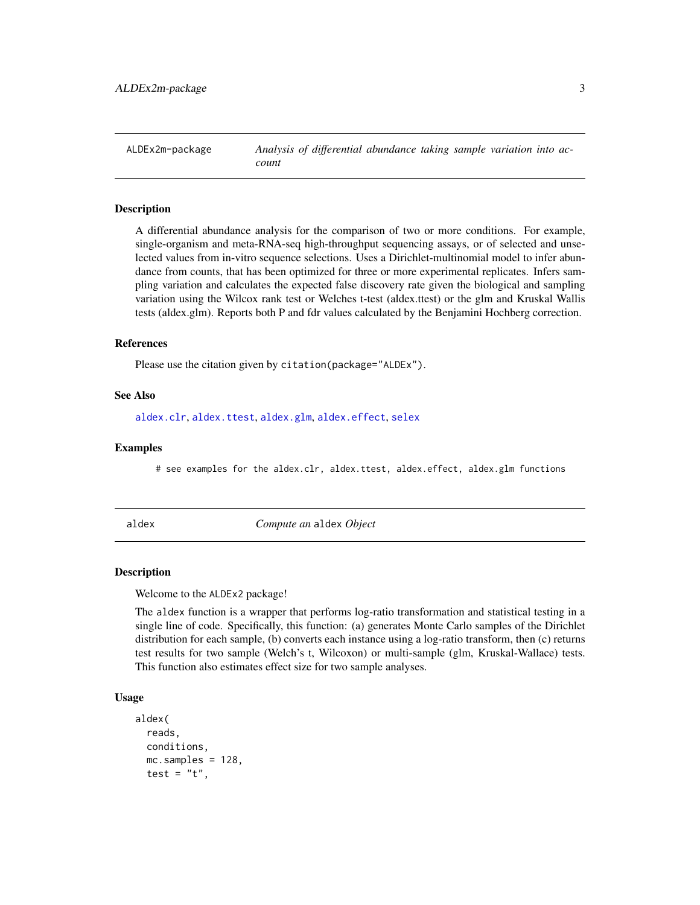## ALDEx2m-package — *Analysis of differential abundance taking sample variation into account*

### Description

A differential abundance analysis for the comparison of two or more conditions. For example, single-organism and meta-RNA-seq high-throughput sequencing assays, or of selected and unselected values from in-vitro sequence selections. Uses a Dirichlet-multinomial model to infer abundance from counts, that has been optimized for three or more experimental replicates. Infers sampling variation and calculates the expected false discovery rate given the biological and sampling variation using the Wilcox rank test or Welches t-test (aldex.ttest) or the glm and Kruskal Wallis tests (aldex.glm). Reports both P and fdr values calculated by the Benjamini Hochberg correction.

### References

Please use the citation given by `citation(package="ALDEx")`.

### See Also

`aldex.clr`, `aldex.ttest`, `aldex.glm`, `aldex.effect`, `selex`

### Examples

```
# see examples for the aldex.clr, aldex.ttest, aldex.effect, aldex.glm functions
```

## aldex — *Compute an* `aldex` *Object*

### Description

Welcome to the `ALDEx2` package!

The `aldex` function is a wrapper that performs log-ratio transformation and statistical testing in a single line of code. Specifically, this function: (a) generates Monte Carlo samples of the Dirichlet distribution for each sample, (b) converts each instance using a log-ratio transform, then (c) returns test results for two sample (Welch's t, Wilcoxon) or multi-sample (glm, Kruskal-Wallace) tests. This function also estimates effect size for two sample analyses.

### Usage

```
aldex(
  reads,
  conditions,
  mc.samples = 128,
  test = "t",
```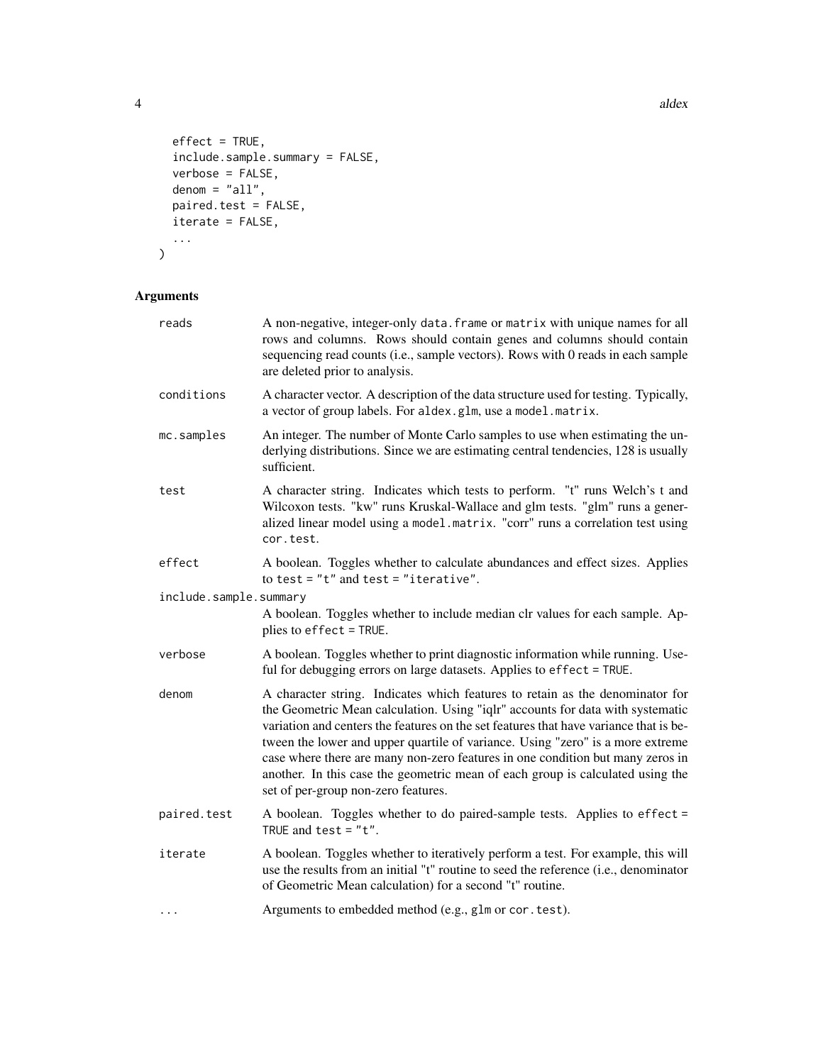```
  effect = TRUE,
  include.sample.summary = FALSE,
  verbose = FALSE,
  denom = "all",
  paired.test = FALSE,
  iterate = FALSE,
  ...
)
```

## Arguments

**reads** — A non-negative, integer-only `data.frame` or `matrix` with unique names for all rows and columns. Rows should contain genes and columns should contain sequencing read counts (i.e., sample vectors). Rows with 0 reads in each sample are deleted prior to analysis.

**conditions** — A character vector. A description of the data structure used for testing. Typically, a vector of group labels. For `aldex.glm`, use a `model.matrix`.

**mc.samples** — An integer. The number of Monte Carlo samples to use when estimating the underlying distributions. Since we are estimating central tendencies, 128 is usually sufficient.

**test** — A character string. Indicates which tests to perform. "t" runs Welch's t and Wilcoxon tests. "kw" runs Kruskal-Wallace and glm tests. "glm" runs a generalized linear model using a `model.matrix`. "corr" runs a correlation test using `cor.test`.

**effect** — A boolean. Toggles whether to calculate abundances and effect sizes. Applies to `test = "t"` and `test = "iterative"`.

**include.sample.summary** — A boolean. Toggles whether to include median clr values for each sample. Applies to `effect = TRUE`.

**verbose** — A boolean. Toggles whether to print diagnostic information while running. Useful for debugging errors on large datasets. Applies to `effect = TRUE`.

**denom** — A character string. Indicates which features to retain as the denominator for the Geometric Mean calculation. Using "iqlr" accounts for data with systematic variation and centers the features on the set features that have variance that is between the lower and upper quartile of variance. Using "zero" is a more extreme case where there are many non-zero features in one condition but many zeros in another. In this case the geometric mean of each group is calculated using the set of per-group non-zero features.

**paired.test** — A boolean. Toggles whether to do paired-sample tests. Applies to `effect = TRUE` and `test = "t"`.

**iterate** — A boolean. Toggles whether to iteratively perform a test. For example, this will use the results from an initial "t" routine to seed the reference (i.e., denominator of Geometric Mean calculation) for a second "t" routine.

**...** — Arguments to embedded method (e.g., `glm` or `cor.test`).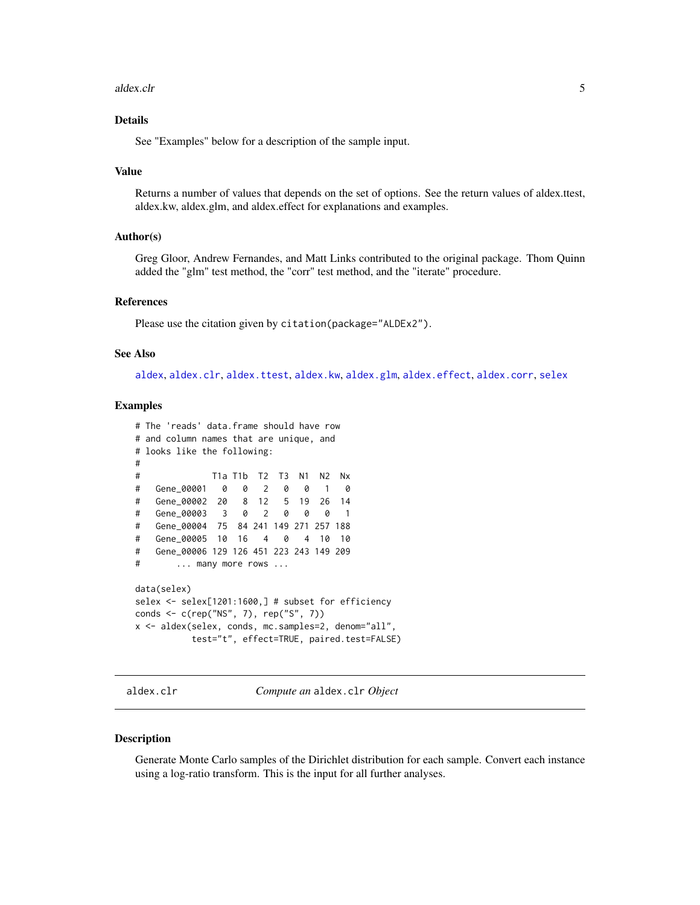### Details

See "Examples" below for a description of the sample input.

### Value

Returns a number of values that depends on the set of options. See the return values of aldex.ttest, aldex.kw, aldex.glm, and aldex.effect for explanations and examples.

### Author(s)

Greg Gloor, Andrew Fernandes, and Matt Links contributed to the original package. Thom Quinn added the "glm" test method, the "corr" test method, and the "iterate" procedure.

### References

Please use the citation given by `citation(package="ALDEx2")`.

### See Also

aldex, aldex.clr, aldex.ttest, aldex.kw, aldex.glm, aldex.effect, aldex.corr, selex

### Examples

```
# The 'reads' data.frame should have row
# and column names that are unique, and
# looks like the following:
#
#              T1a T1b  T2  T3  N1  N2  Nx
#   Gene_00001   0   0   2   0   0   1   0
#   Gene_00002  20   8  12   5  19  26  14
#   Gene_00003   3   0   2   0   0   0   1
#   Gene_00004  75  84 241 149 271 257 188
#   Gene_00005  10  16   4   0   4  10  10
#   Gene_00006 129 126 451 223 243 149 209
#       ... many more rows ...

data(selex)
selex <- selex[1201:1600,] # subset for efficiency
conds <- c(rep("NS", 7), rep("S", 7))
x <- aldex(selex, conds, mc.samples=2, denom="all",
           test="t", effect=TRUE, paired.test=FALSE)
```

---

## aldex.clr — *Compute an* aldex.clr *Object*

### Description

Generate Monte Carlo samples of the Dirichlet distribution for each sample. Convert each instance using a log-ratio transform. This is the input for all further analyses.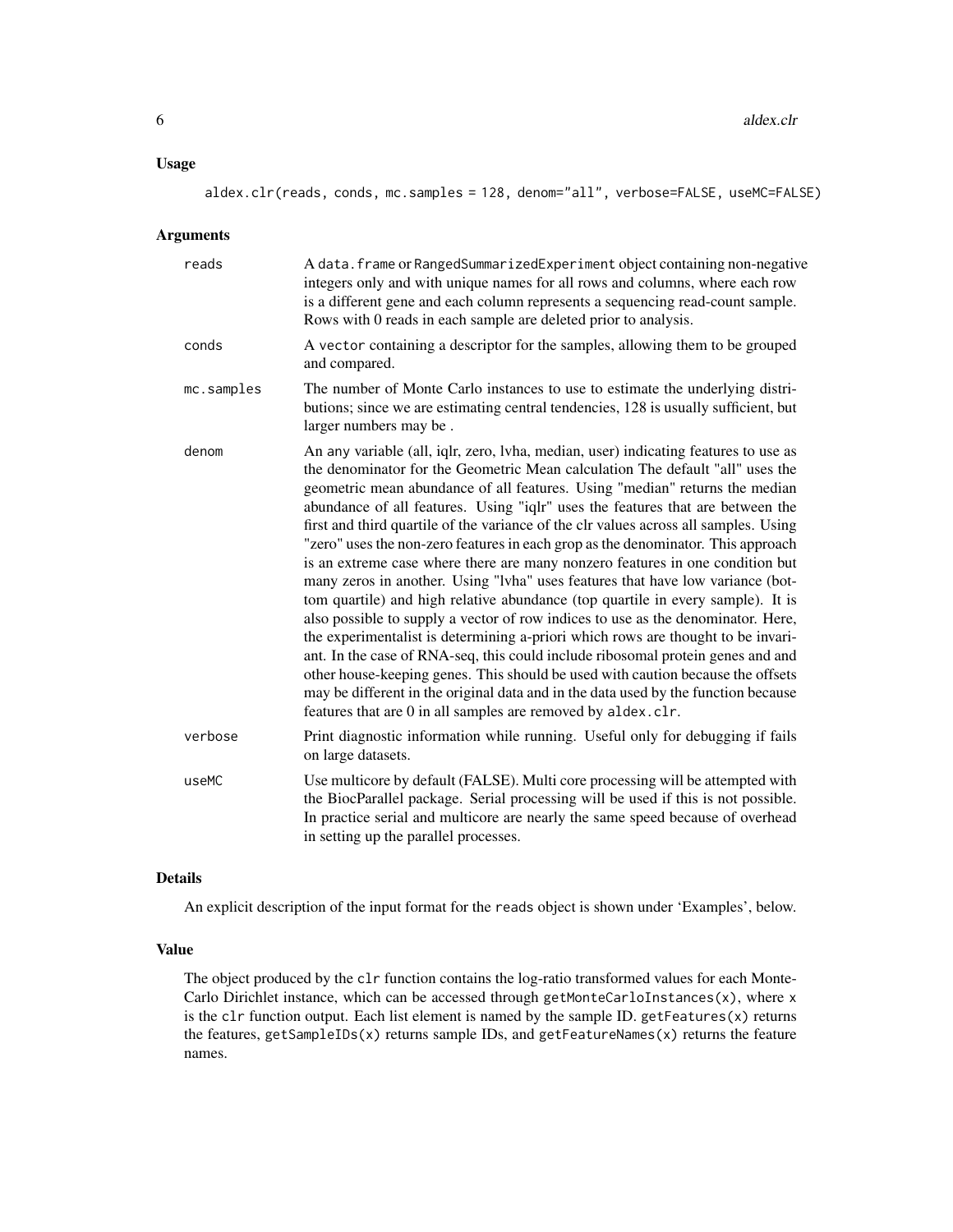## Usage

```
aldex.clr(reads, conds, mc.samples = 128, denom="all", verbose=FALSE, useMC=FALSE)
```

## Arguments

| | |
|---|---|
| reads | A data.frame or RangedSummarizedExperiment object containing non-negative integers only and with unique names for all rows and columns, where each row is a different gene and each column represents a sequencing read-count sample. Rows with 0 reads in each sample are deleted prior to analysis. |
| conds | A vector containing a descriptor for the samples, allowing them to be grouped and compared. |
| mc.samples | The number of Monte Carlo instances to use to estimate the underlying distributions; since we are estimating central tendencies, 128 is usually sufficient, but larger numbers may be . |
| denom | An any variable (all, iqlr, zero, lvha, median, user) indicating features to use as the denominator for the Geometric Mean calculation The default "all" uses the geometric mean abundance of all features. Using "median" returns the median abundance of all features. Using "iqlr" uses the features that are between the first and third quartile of the variance of the clr values across all samples. Using "zero" uses the non-zero features in each grop as the denominator. This approach is an extreme case where there are many nonzero features in one condition but many zeros in another. Using "lvha" uses features that have low variance (bottom quartile) and high relative abundance (top quartile in every sample). It is also possible to supply a vector of row indices to use as the denominator. Here, the experimentalist is determining a-priori which rows are thought to be invariant. In the case of RNA-seq, this could include ribosomal protein genes and and other house-keeping genes. This should be used with caution because the offsets may be different in the original data and in the data used by the function because features that are 0 in all samples are removed by aldex.clr. |
| verbose | Print diagnostic information while running. Useful only for debugging if fails on large datasets. |
| useMC | Use multicore by default (FALSE). Multi core processing will be attempted with the BiocParallel package. Serial processing will be used if this is not possible. In practice serial and multicore are nearly the same speed because of overhead in setting up the parallel processes. |

## Details

An explicit description of the input format for the reads object is shown under 'Examples', below.

## Value

The object produced by the clr function contains the log-ratio transformed values for each Monte-Carlo Dirichlet instance, which can be accessed through getMonteCarloInstances(x), where x is the clr function output. Each list element is named by the sample ID. getFeatures(x) returns the features, getSampleIDs(x) returns sample IDs, and getFeatureNames(x) returns the feature names.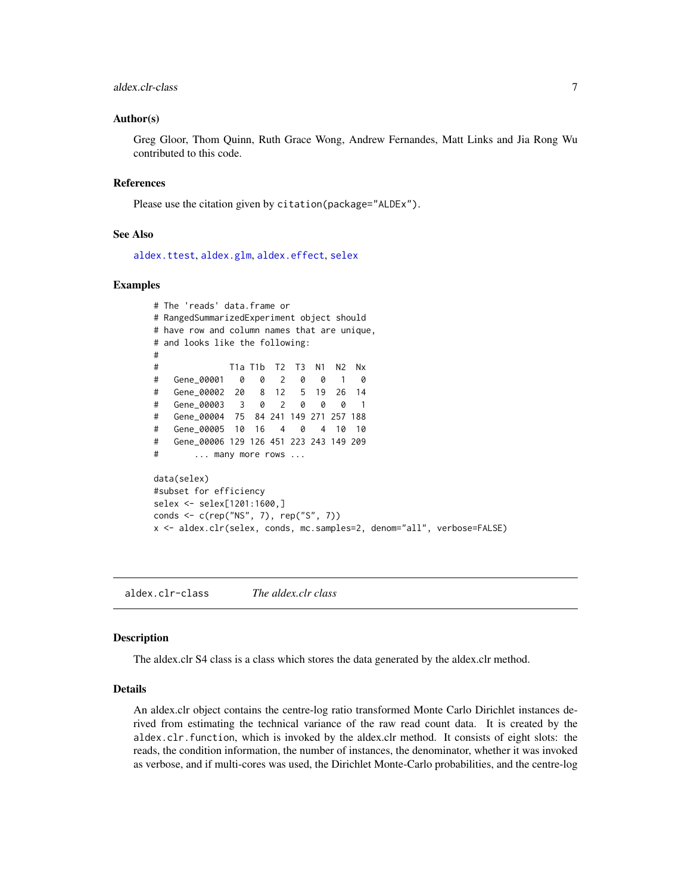### Author(s)

Greg Gloor, Thom Quinn, Ruth Grace Wong, Andrew Fernandes, Matt Links and Jia Rong Wu contributed to this code.

### References

Please use the citation given by `citation(package="ALDEx")`.

### See Also

aldex.ttest, aldex.glm, aldex.effect, selex

### Examples

```
# The 'reads' data.frame or
# RangedSummarizedExperiment object should
# have row and column names that are unique,
# and looks like the following:
#
#              T1a T1b  T2  T3  N1  N2  Nx
#   Gene_00001   0   0   2   0   0   1   0
#   Gene_00002  20   8  12   5  19  26  14
#   Gene_00003   3   0   2   0   0   0   1
#   Gene_00004  75  84 241 149 271 257 188
#   Gene_00005  10  16   4   0   4  10  10
#   Gene_00006 129 126 451 223 243 149 209
#       ... many more rows ...

data(selex)
#subset for efficiency
selex <- selex[1201:1600,]
conds <- c(rep("NS", 7), rep("S", 7))
x <- aldex.clr(selex, conds, mc.samples=2, denom="all", verbose=FALSE)
```

---

## aldex.clr-class    *The aldex.clr class*

### Description

The aldex.clr S4 class is a class which stores the data generated by the aldex.clr method.

### Details

An aldex.clr object contains the centre-log ratio transformed Monte Carlo Dirichlet instances derived from estimating the technical variance of the raw read count data. It is created by the `aldex.clr.function`, which is invoked by the aldex.clr method. It consists of eight slots: the reads, the condition information, the number of instances, the denominator, whether it was invoked as verbose, and if multi-cores was used, the Dirichlet Monte-Carlo probabilities, and the centre-log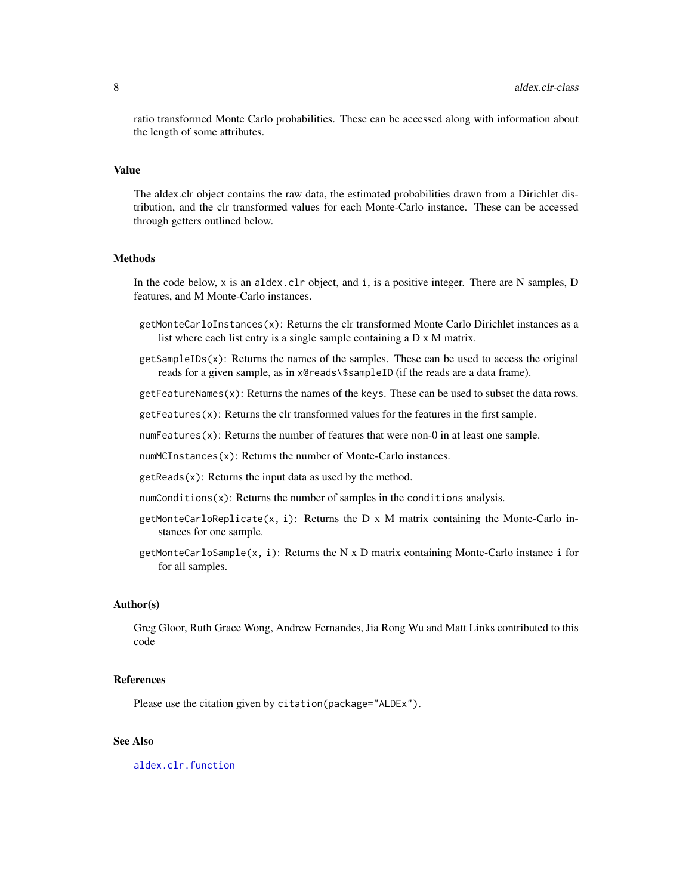ratio transformed Monte Carlo probabilities. These can be accessed along with information about the length of some attributes.

## Value

The aldex.clr object contains the raw data, the estimated probabilities drawn from a Dirichlet distribution, and the clr transformed values for each Monte-Carlo instance. These can be accessed through getters outlined below.

## Methods

In the code below, `x` is an `aldex.clr` object, and `i`, is a positive integer. There are N samples, D features, and M Monte-Carlo instances.

- `getMonteCarloInstances(x)`: Returns the clr transformed Monte Carlo Dirichlet instances as a list where each list entry is a single sample containing a D x M matrix.
- `getSampleIDs(x)`: Returns the names of the samples. These can be used to access the original reads for a given sample, as in `x@reads\$sampleID` (if the reads are a data frame).
- `getFeatureNames(x)`: Returns the names of the `keys`. These can be used to subset the data rows.
- `getFeatures(x)`: Returns the clr transformed values for the features in the first sample.
- `numFeatures(x)`: Returns the number of features that were non-0 in at least one sample.
- `numMCInstances(x)`: Returns the number of Monte-Carlo instances.
- `getReads(x)`: Returns the input data as used by the method.
- `numConditions(x)`: Returns the number of samples in the `conditions` analysis.
- `getMonteCarloReplicate(x, i)`: Returns the D x M matrix containing the Monte-Carlo instances for one sample.
- `getMonteCarloSample(x, i)`: Returns the N x D matrix containing Monte-Carlo instance `i` for for all samples.

## Author(s)

Greg Gloor, Ruth Grace Wong, Andrew Fernandes, Jia Rong Wu and Matt Links contributed to this code

## References

Please use the citation given by `citation(package="ALDEx")`.

## See Also

`aldex.clr.function`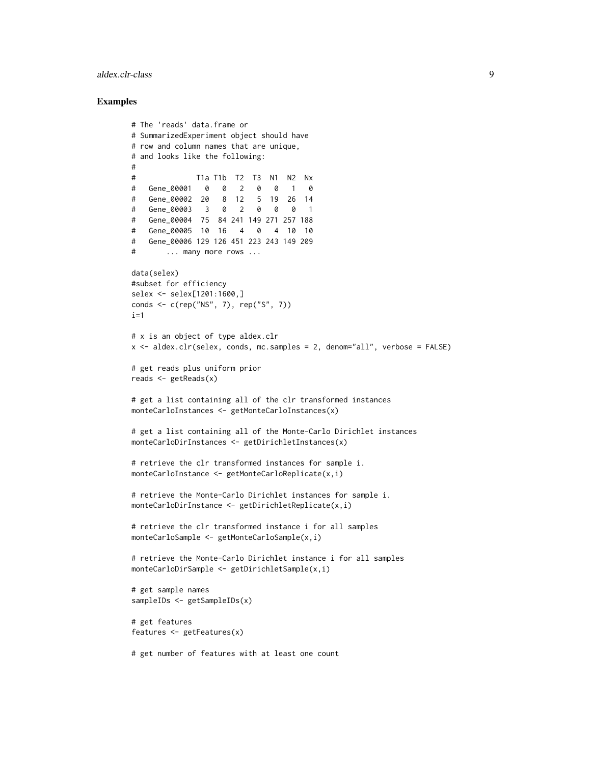## Examples

```
# The 'reads' data.frame or
# SummarizedExperiment object should have
# row and column names that are unique,
# and looks like the following:
#
#              T1a T1b  T2  T3  N1  N2  Nx
#   Gene_00001   0   0   2   0   0   1   0
#   Gene_00002  20   8  12   5  19  26  14
#   Gene_00003   3   0   2   0   0   0   1
#   Gene_00004  75  84 241 149 271 257 188
#   Gene_00005  10  16   4   0   4  10  10
#   Gene_00006 129 126 451 223 243 149 209
#       ... many more rows ...

data(selex)
#subset for efficiency
selex <- selex[1201:1600,]
conds <- c(rep("NS", 7), rep("S", 7))
i=1

# x is an object of type aldex.clr
x <- aldex.clr(selex, conds, mc.samples = 2, denom="all", verbose = FALSE)

# get reads plus uniform prior
reads <- getReads(x)

# get a list containing all of the clr transformed instances
monteCarloInstances <- getMonteCarloInstances(x)

# get a list containing all of the Monte-Carlo Dirichlet instances
monteCarloDirInstances <- getDirichletInstances(x)

# retrieve the clr transformed instances for sample i.
monteCarloInstance <- getMonteCarloReplicate(x,i)

# retrieve the Monte-Carlo Dirichlet instances for sample i.
monteCarloDirInstance <- getDirichletReplicate(x,i)

# retrieve the clr transformed instance i for all samples
monteCarloSample <- getMonteCarloSample(x,i)

# retrieve the Monte-Carlo Dirichlet instance i for all samples
monteCarloDirSample <- getDirichletSample(x,i)

# get sample names
sampleIDs <- getSampleIDs(x)

# get features
features <- getFeatures(x)

# get number of features with at least one count
```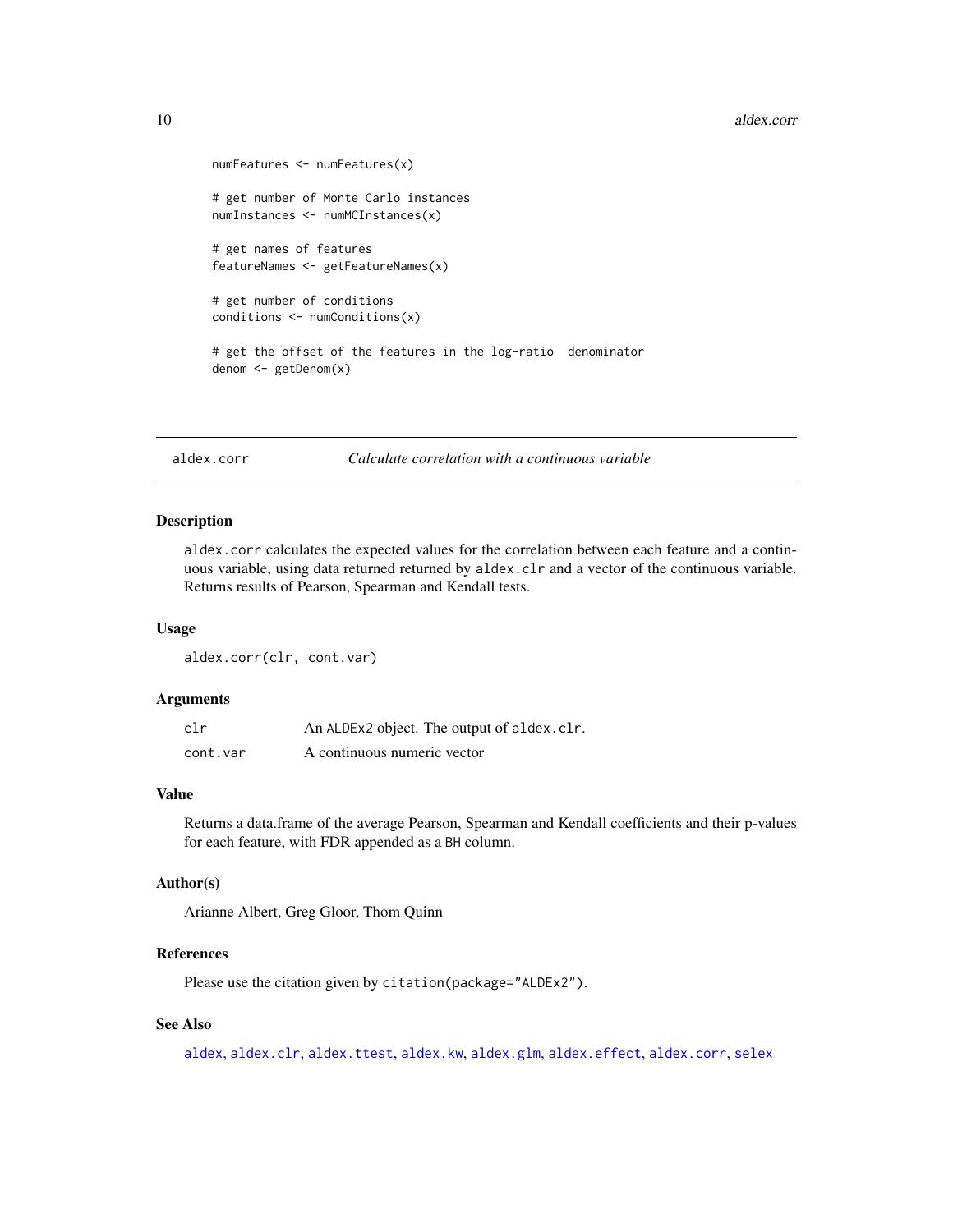```
numFeatures <- numFeatures(x)

# get number of Monte Carlo instances
numInstances <- numMCInstances(x)

# get names of features
featureNames <- getFeatureNames(x)

# get number of conditions
conditions <- numConditions(x)

# get the offset of the features in the log-ratio  denominator
denom <- getDenom(x)
```

## aldex.corr — *Calculate correlation with a continuous variable*

### Description

aldex.corr calculates the expected values for the correlation between each feature and a continuous variable, using data returned returned by aldex.clr and a vector of the continuous variable. Returns results of Pearson, Spearman and Kendall tests.

### Usage

```
aldex.corr(clr, cont.var)
```

### Arguments

| | |
|---|---|
| clr | An ALDEx2 object. The output of aldex.clr. |
| cont.var | A continuous numeric vector |

### Value

Returns a data.frame of the average Pearson, Spearman and Kendall coefficients and their p-values for each feature, with FDR appended as a BH column.

### Author(s)

Arianne Albert, Greg Gloor, Thom Quinn

### References

Please use the citation given by citation(package="ALDEx2").

### See Also

aldex, aldex.clr, aldex.ttest, aldex.kw, aldex.glm, aldex.effect, aldex.corr, selex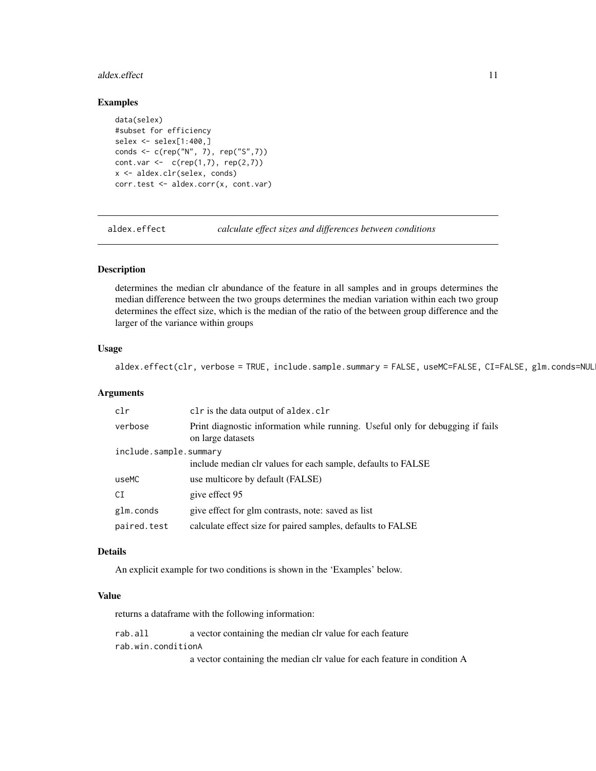### Examples

```
data(selex)
#subset for efficiency
selex <- selex[1:400,]
conds <- c(rep("N", 7), rep("S",7))
cont.var <-  c(rep(1,7), rep(2,7))
x <- aldex.clr(selex, conds)
corr.test <- aldex.corr(x, cont.var)
```

---

## aldex.effect — *calculate effect sizes and differences between conditions*

---

### Description

determines the median clr abundance of the feature in all samples and in groups determines the median difference between the two groups determines the median variation within each two group determines the effect size, which is the median of the ratio of the between group difference and the larger of the variance within groups

### Usage

```
aldex.effect(clr, verbose = TRUE, include.sample.summary = FALSE, useMC=FALSE, CI=FALSE, glm.conds=NUL
```

### Arguments

| | |
|---|---|
| clr | clr is the data output of aldex.clr |
| verbose | Print diagnostic information while running. Useful only for debugging if fails on large datasets |
| include.sample.summary | include median clr values for each sample, defaults to FALSE |
| useMC | use multicore by default (FALSE) |
| CI | give effect 95 |
| glm.conds | give effect for glm contrasts, note: saved as list |
| paired.test | calculate effect size for paired samples, defaults to FALSE |

### Details

An explicit example for two conditions is shown in the 'Examples' below.

### Value

returns a dataframe with the following information:

| | |
|---|---|
| rab.all | a vector containing the median clr value for each feature |
| rab.win.conditionA | a vector containing the median clr value for each feature in condition A |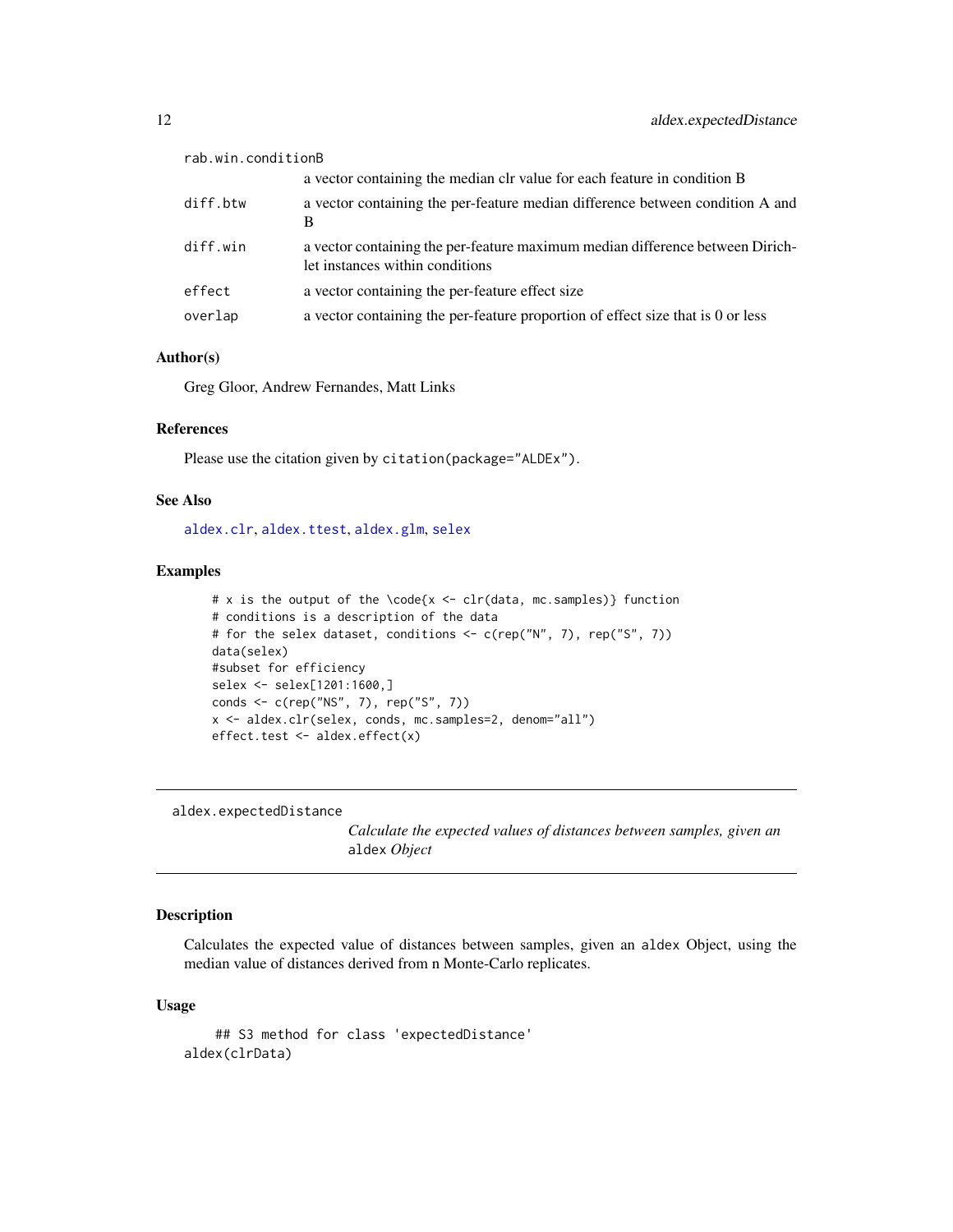| | |
|---|---|
| rab.win.conditionB | a vector containing the median clr value for each feature in condition B |
| diff.btw | a vector containing the per-feature median difference between condition A and B |
| diff.win | a vector containing the per-feature maximum median difference between Dirichlet instances within conditions |
| effect | a vector containing the per-feature effect size |
| overlap | a vector containing the per-feature proportion of effect size that is 0 or less |

### Author(s)

Greg Gloor, Andrew Fernandes, Matt Links

### References

Please use the citation given by `citation(package="ALDEx")`.

### See Also

aldex.clr, aldex.ttest, aldex.glm, selex

### Examples

```
# x is the output of the \code{x <- clr(data, mc.samples)} function
# conditions is a description of the data
# for the selex dataset, conditions <- c(rep("N", 7), rep("S", 7))
data(selex)
#subset for efficiency
selex <- selex[1201:1600,]
conds <- c(rep("NS", 7), rep("S", 7))
x <- aldex.clr(selex, conds, mc.samples=2, denom="all")
effect.test <- aldex.effect(x)
```

---

## aldex.expectedDistance

*Calculate the expected values of distances between samples, given an* `aldex` *Object*

---

### Description

Calculates the expected value of distances between samples, given an `aldex` Object, using the median value of distances derived from n Monte-Carlo replicates.

### Usage

```
    ## S3 method for class 'expectedDistance'
aldex(clrData)
```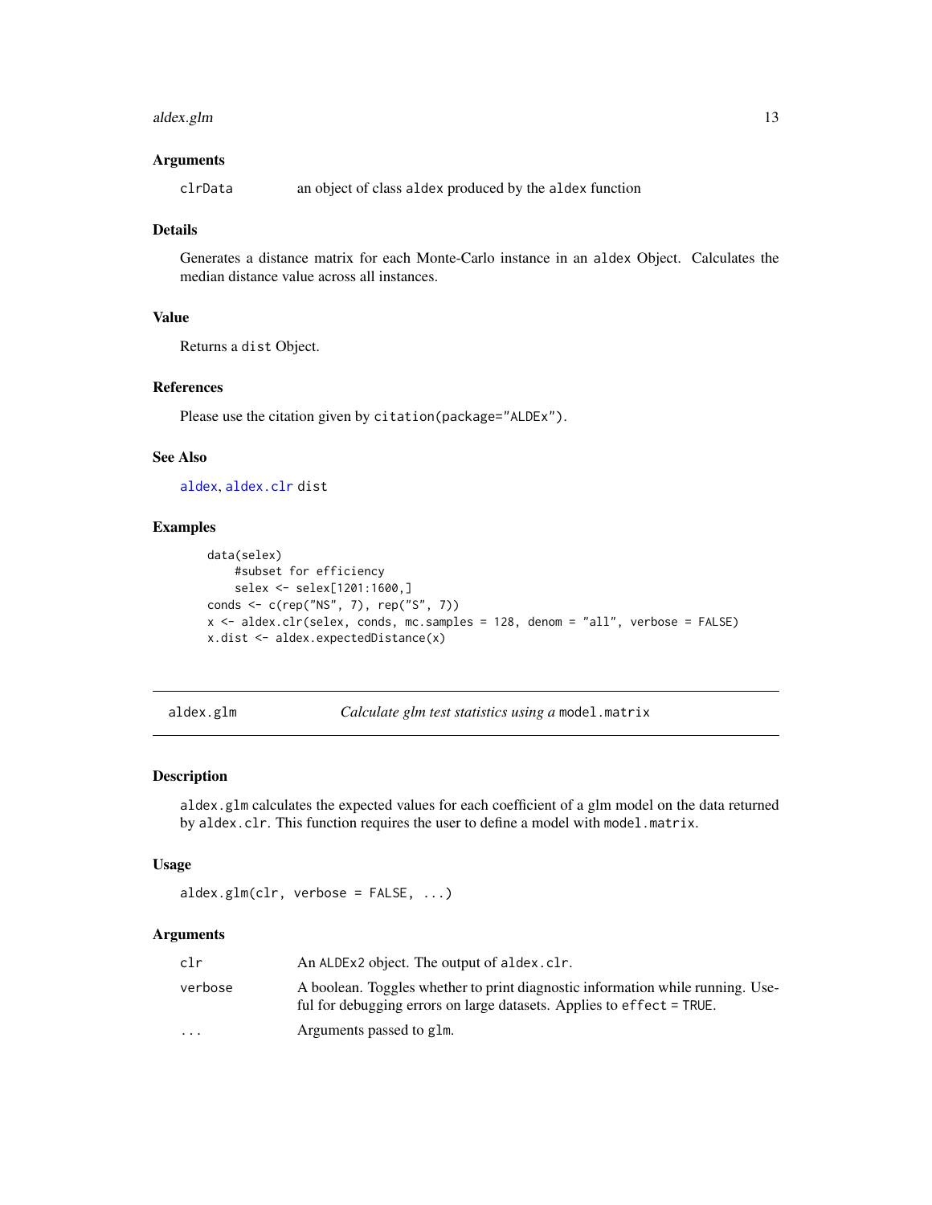### Arguments

| | |
|---|---|
| clrData | an object of class aldex produced by the aldex function |

### Details

Generates a distance matrix for each Monte-Carlo instance in an aldex Object. Calculates the median distance value across all instances.

### Value

Returns a dist Object.

### References

Please use the citation given by citation(package="ALDEx").

### See Also

aldex, aldex.clr dist

### Examples

```
data(selex)
    #subset for efficiency
    selex <- selex[1201:1600,]
conds <- c(rep("NS", 7), rep("S", 7))
x <- aldex.clr(selex, conds, mc.samples = 128, denom = "all", verbose = FALSE)
x.dist <- aldex.expectedDistance(x)
```

---

## aldex.glm — *Calculate glm test statistics using a* model.matrix

### Description

aldex.glm calculates the expected values for each coefficient of a glm model on the data returned by aldex.clr. This function requires the user to define a model with model.matrix.

### Usage

```
aldex.glm(clr, verbose = FALSE, ...)
```

### Arguments

| | |
|---|---|
| clr | An ALDEx2 object. The output of aldex.clr. |
| verbose | A boolean. Toggles whether to print diagnostic information while running. Useful for debugging errors on large datasets. Applies to effect = TRUE. |
| ... | Arguments passed to glm. |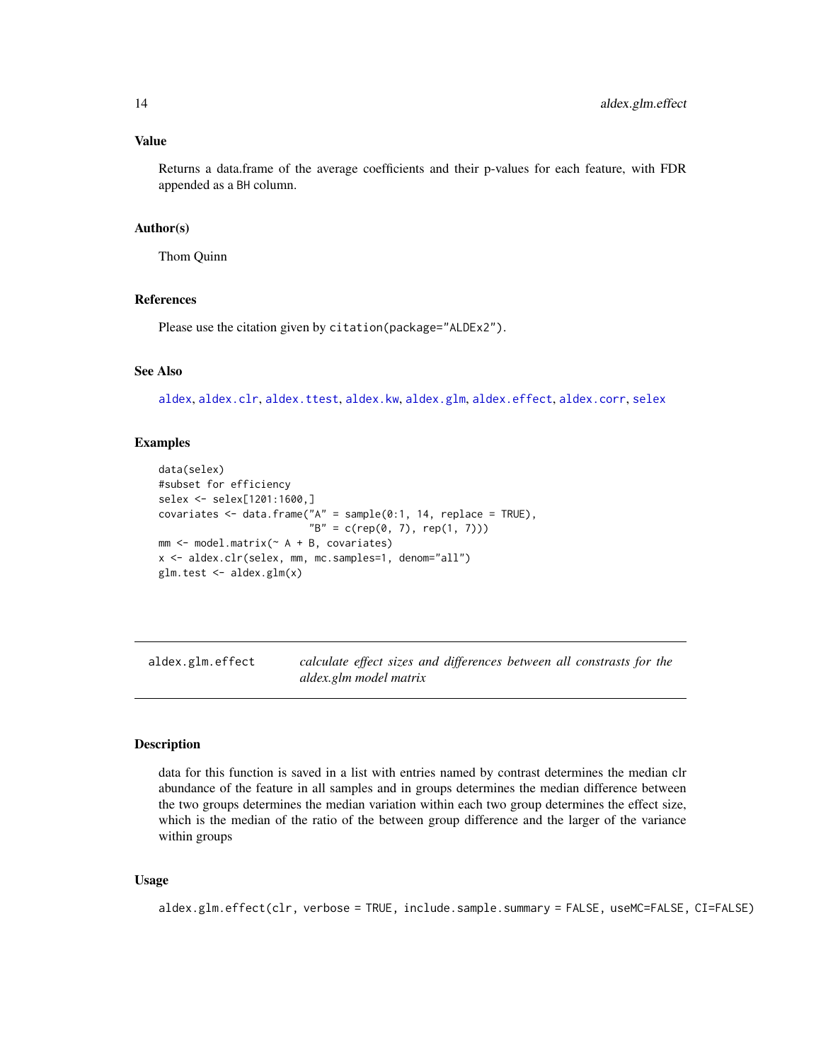### Value

Returns a data.frame of the average coefficients and their p-values for each feature, with FDR appended as a BH column.

### Author(s)

Thom Quinn

### References

Please use the citation given by `citation(package="ALDEx2")`.

### See Also

aldex, aldex.clr, aldex.ttest, aldex.kw, aldex.glm, aldex.effect, aldex.corr, selex

### Examples

```
data(selex)
#subset for efficiency
selex <- selex[1201:1600,]
covariates <- data.frame("A" = sample(0:1, 14, replace = TRUE),
                         "B" = c(rep(0, 7), rep(1, 7)))
mm <- model.matrix(~ A + B, covariates)
x <- aldex.clr(selex, mm, mc.samples=1, denom="all")
glm.test <- aldex.glm(x)
```

---

## aldex.glm.effect — *calculate effect sizes and differences between all constrasts for the aldex.glm model matrix*

---

### Description

data for this function is saved in a list with entries named by contrast determines the median clr abundance of the feature in all samples and in groups determines the median difference between the two groups determines the median variation within each two group determines the effect size, which is the median of the ratio of the between group difference and the larger of the variance within groups

### Usage

```
aldex.glm.effect(clr, verbose = TRUE, include.sample.summary = FALSE, useMC=FALSE, CI=FALSE)
```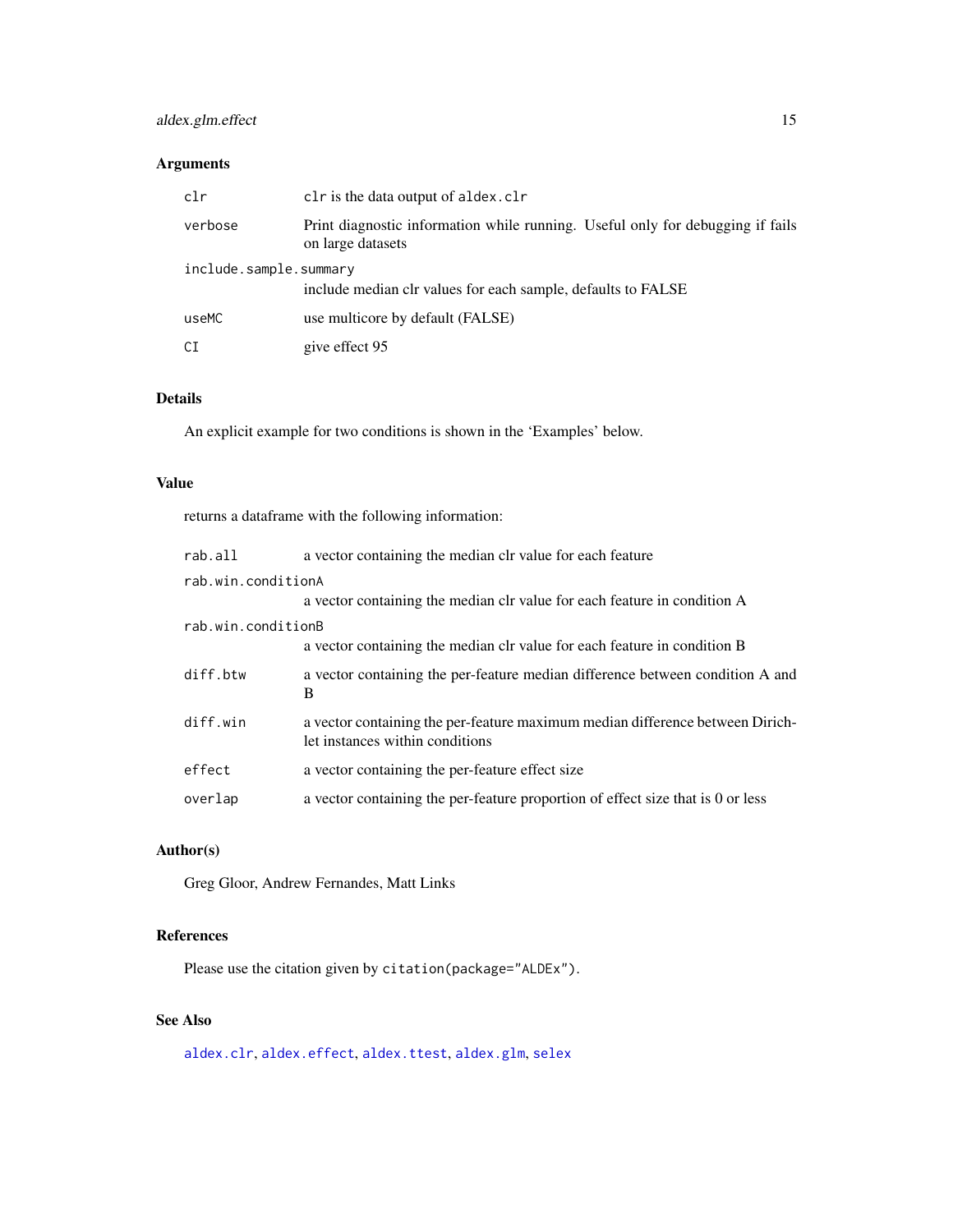## Arguments

| | |
|---|---|
| `clr` | `clr` is the data output of `aldex.clr` |
| `verbose` | Print diagnostic information while running. Useful only for debugging if fails on large datasets |
| `include.sample.summary` | include median clr values for each sample, defaults to FALSE |
| `useMC` | use multicore by default (FALSE) |
| `CI` | give effect 95 |

## Details

An explicit example for two conditions is shown in the 'Examples' below.

## Value

returns a dataframe with the following information:

| | |
|---|---|
| `rab.all` | a vector containing the median clr value for each feature |
| `rab.win.conditionA` | a vector containing the median clr value for each feature in condition A |
| `rab.win.conditionB` | a vector containing the median clr value for each feature in condition B |
| `diff.btw` | a vector containing the per-feature median difference between condition A and B |
| `diff.win` | a vector containing the per-feature maximum median difference between Dirichlet instances within conditions |
| `effect` | a vector containing the per-feature effect size |
| `overlap` | a vector containing the per-feature proportion of effect size that is 0 or less |

## Author(s)

Greg Gloor, Andrew Fernandes, Matt Links

## References

Please use the citation given by `citation(package="ALDEx")`.

## See Also

`aldex.clr`, `aldex.effect`, `aldex.ttest`, `aldex.glm`, `selex`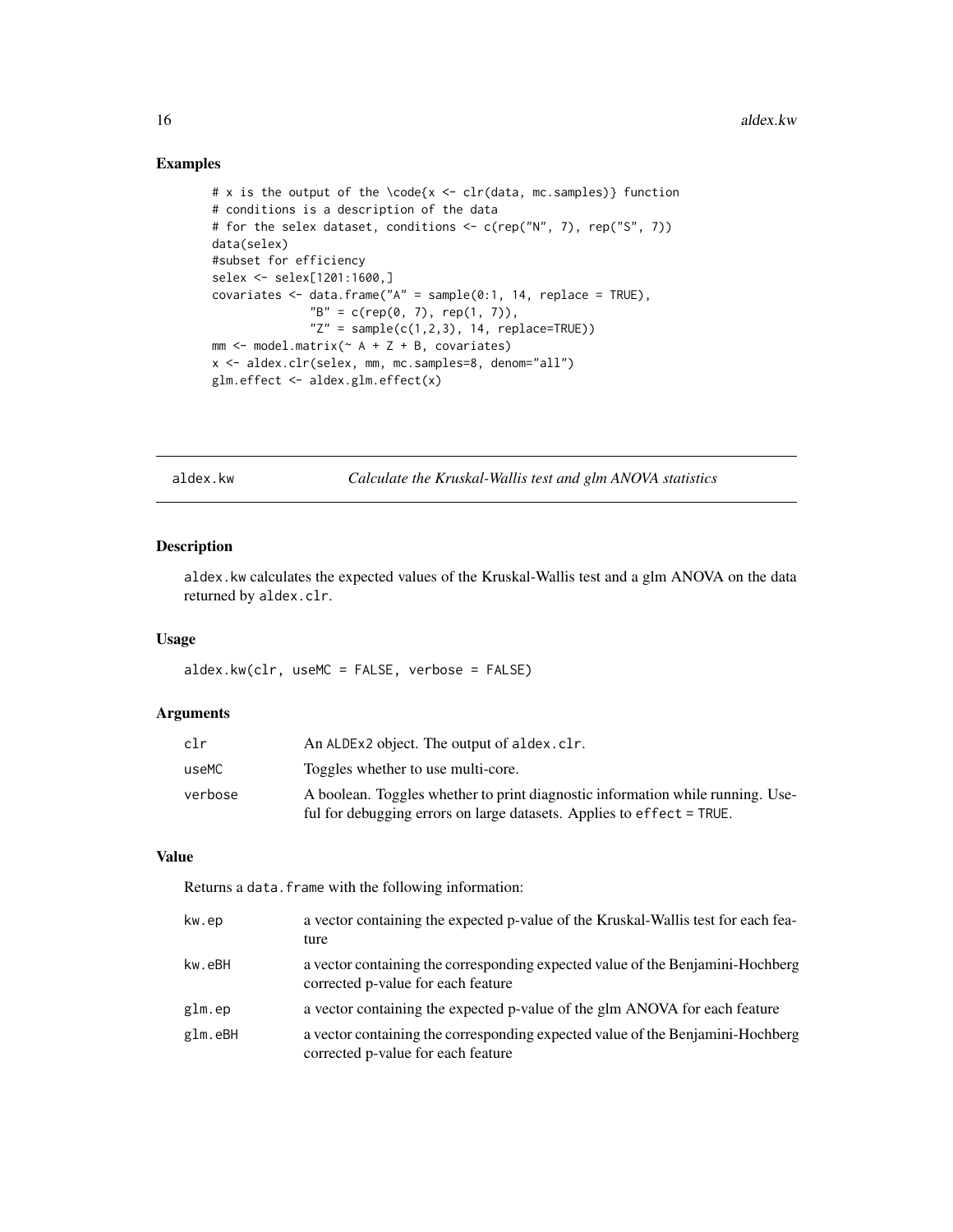## Examples

```
# x is the output of the \code{x <- clr(data, mc.samples)} function
# conditions is a description of the data
# for the selex dataset, conditions <- c(rep("N", 7), rep("S", 7))
data(selex)
#subset for efficiency
selex <- selex[1201:1600,]
covariates <- data.frame("A" = sample(0:1, 14, replace = TRUE),
              "B" = c(rep(0, 7), rep(1, 7)),
              "Z" = sample(c(1,2,3), 14, replace=TRUE))
mm <- model.matrix(~ A + Z + B, covariates)
x <- aldex.clr(selex, mm, mc.samples=8, denom="all")
glm.effect <- aldex.glm.effect(x)
```

---

# aldex.kw — *Calculate the Kruskal-Wallis test and glm ANOVA statistics*

## Description

`aldex.kw` calculates the expected values of the Kruskal-Wallis test and a glm ANOVA on the data returned by `aldex.clr`.

## Usage

```
aldex.kw(clr, useMC = FALSE, verbose = FALSE)
```

## Arguments

| | |
|---|---|
| `clr` | An ALDEx2 object. The output of `aldex.clr`. |
| `useMC` | Toggles whether to use multi-core. |
| `verbose` | A boolean. Toggles whether to print diagnostic information while running. Useful for debugging errors on large datasets. Applies to `effect = TRUE`. |

## Value

Returns a `data.frame` with the following information:

| | |
|---|---|
| `kw.ep` | a vector containing the expected p-value of the Kruskal-Wallis test for each feature |
| `kw.eBH` | a vector containing the corresponding expected value of the Benjamini-Hochberg corrected p-value for each feature |
| `glm.ep` | a vector containing the expected p-value of the glm ANOVA for each feature |
| `glm.eBH` | a vector containing the corresponding expected value of the Benjamini-Hochberg corrected p-value for each feature |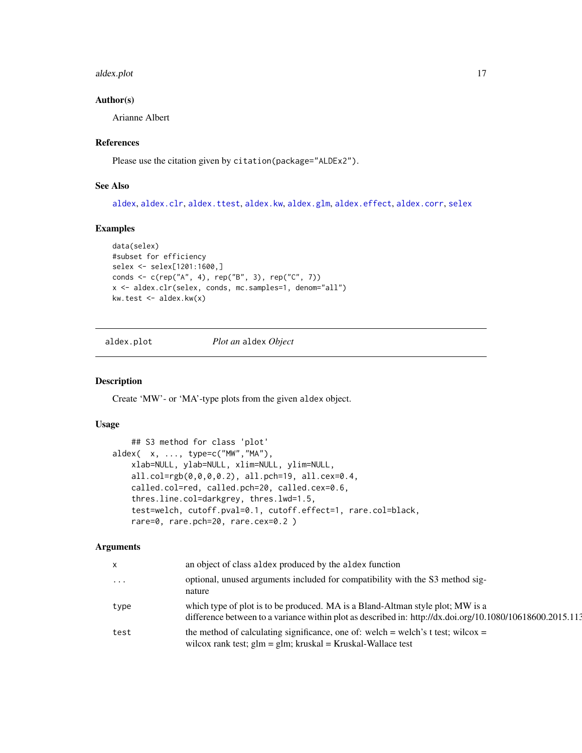### Author(s)

Arianne Albert

### References

Please use the citation given by `citation(package="ALDEx2")`.

### See Also

aldex, aldex.clr, aldex.ttest, aldex.kw, aldex.glm, aldex.effect, aldex.corr, selex

### Examples

```
data(selex)
#subset for efficiency
selex <- selex[1201:1600,]
conds <- c(rep("A", 4), rep("B", 3), rep("C", 7))
x <- aldex.clr(selex, conds, mc.samples=1, denom="all")
kw.test <- aldex.kw(x)
```

---

## aldex.plot &nbsp;&nbsp;&nbsp;&nbsp; *Plot an* aldex *Object*

---

### Description

Create 'MW'- or 'MA'-type plots from the given aldex object.

### Usage

```
    ## S3 method for class 'plot'
aldex(  x, ..., type=c("MW","MA"),
    xlab=NULL, ylab=NULL, xlim=NULL, ylim=NULL,
    all.col=rgb(0,0,0,0.2), all.pch=19, all.cex=0.4,
    called.col=red, called.pch=20, called.cex=0.6,
    thres.line.col=darkgrey, thres.lwd=1.5,
    test=welch, cutoff.pval=0.1, cutoff.effect=1, rare.col=black,
    rare=0, rare.pch=20, rare.cex=0.2 )
```

### Arguments

| | |
|---|---|
| x | an object of class aldex produced by the aldex function |
| ... | optional, unused arguments included for compatibility with the S3 method signature |
| type | which type of plot is to be produced. MA is a Bland-Altman style plot; MW is a difference between to a variance within plot as described in: http://dx.doi.org/10.1080/10618600.2015.113 |
| test | the method of calculating significance, one of: welch = welch's t test; wilcox = wilcox rank test; glm = glm; kruskal = Kruskal-Wallace test |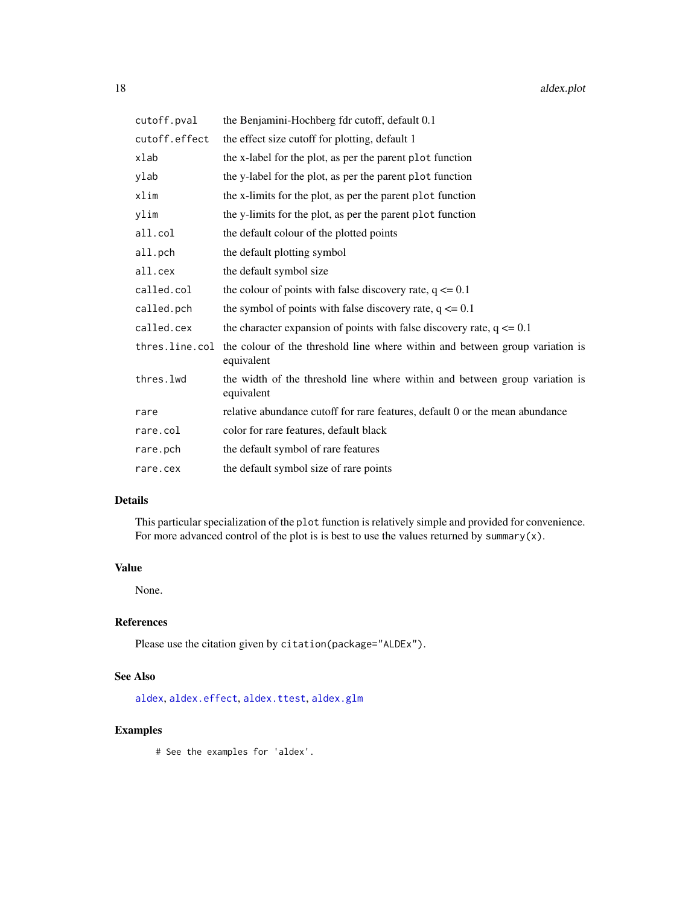| | |
|---|---|
| `cutoff.pval` | the Benjamini-Hochberg fdr cutoff, default 0.1 |
| `cutoff.effect` | the effect size cutoff for plotting, default 1 |
| `xlab` | the x-label for the plot, as per the parent `plot` function |
| `ylab` | the y-label for the plot, as per the parent `plot` function |
| `xlim` | the x-limits for the plot, as per the parent `plot` function |
| `ylim` | the y-limits for the plot, as per the parent `plot` function |
| `all.col` | the default colour of the plotted points |
| `all.pch` | the default plotting symbol |
| `all.cex` | the default symbol size |
| `called.col` | the colour of points with false discovery rate, q <= 0.1 |
| `called.pch` | the symbol of points with false discovery rate, q <= 0.1 |
| `called.cex` | the character expansion of points with false discovery rate, q <= 0.1 |
| `thres.line.col` | the colour of the threshold line where within and between group variation is equivalent |
| `thres.lwd` | the width of the threshold line where within and between group variation is equivalent |
| `rare` | relative abundance cutoff for rare features, default 0 or the mean abundance |
| `rare.col` | color for rare features, default black |
| `rare.pch` | the default symbol of rare features |
| `rare.cex` | the default symbol size of rare points |

## Details

This particular specialization of the `plot` function is relatively simple and provided for convenience. For more advanced control of the plot is is best to use the values returned by `summary(x)`.

## Value

None.

## References

Please use the citation given by `citation(package="ALDEx")`.

## See Also

`aldex`, `aldex.effect`, `aldex.ttest`, `aldex.glm`

## Examples

```
# See the examples for 'aldex'.
```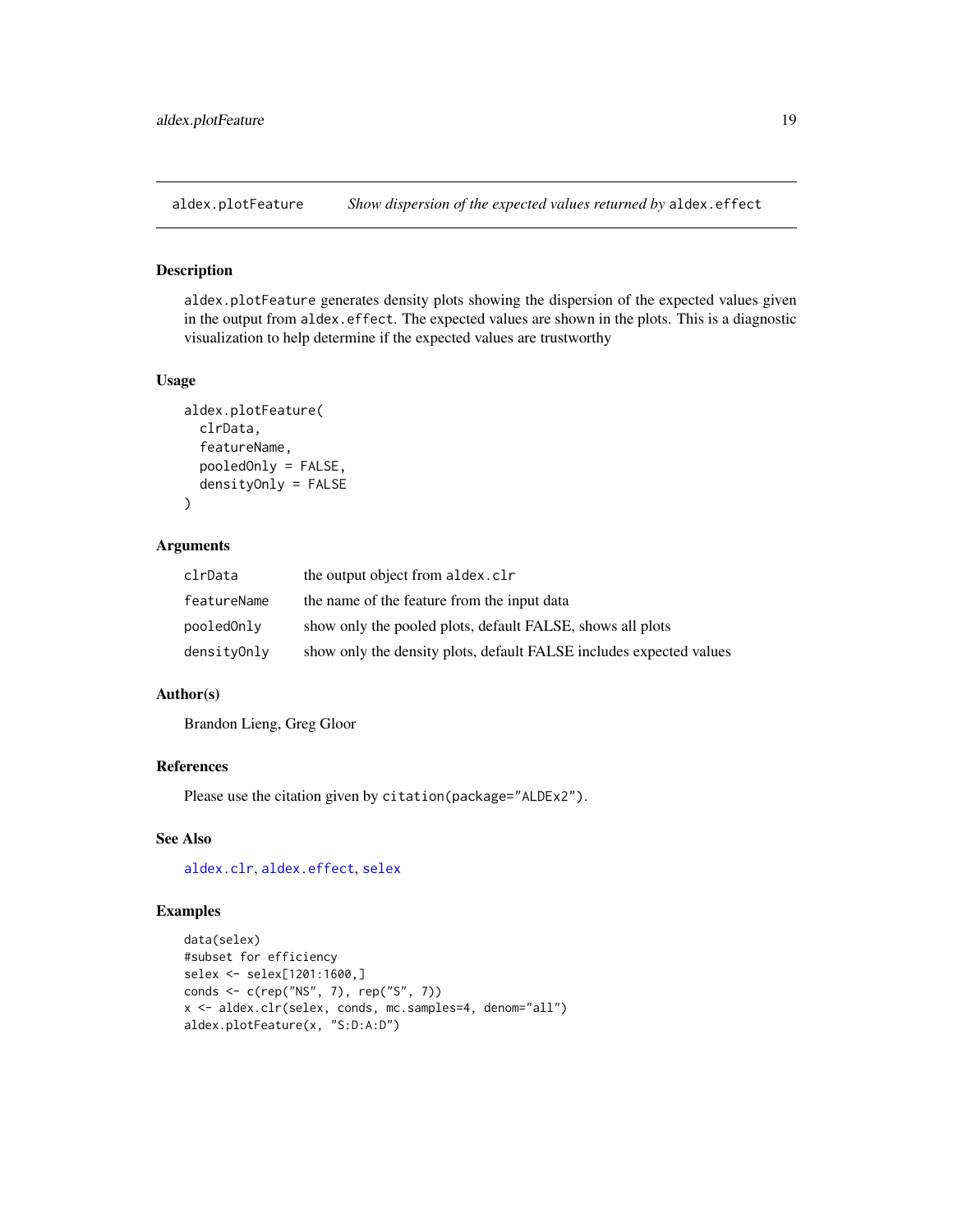## aldex.plotFeature *Show dispersion of the expected values returned by* aldex.effect

### Description

aldex.plotFeature generates density plots showing the dispersion of the expected values given in the output from aldex.effect. The expected values are shown in the plots. This is a diagnostic visualization to help determine if the expected values are trustworthy

### Usage

```
aldex.plotFeature(
  clrData,
  featureName,
  pooledOnly = FALSE,
  densityOnly = FALSE
)
```

### Arguments

| | |
|---|---|
| clrData | the output object from aldex.clr |
| featureName | the name of the feature from the input data |
| pooledOnly | show only the pooled plots, default FALSE, shows all plots |
| densityOnly | show only the density plots, default FALSE includes expected values |

### Author(s)

Brandon Lieng, Greg Gloor

### References

Please use the citation given by citation(package="ALDEx2").

### See Also

aldex.clr, aldex.effect, selex

### Examples

```
data(selex)
#subset for efficiency
selex <- selex[1201:1600,]
conds <- c(rep("NS", 7), rep("S", 7))
x <- aldex.clr(selex, conds, mc.samples=4, denom="all")
aldex.plotFeature(x, "S:D:A:D")
```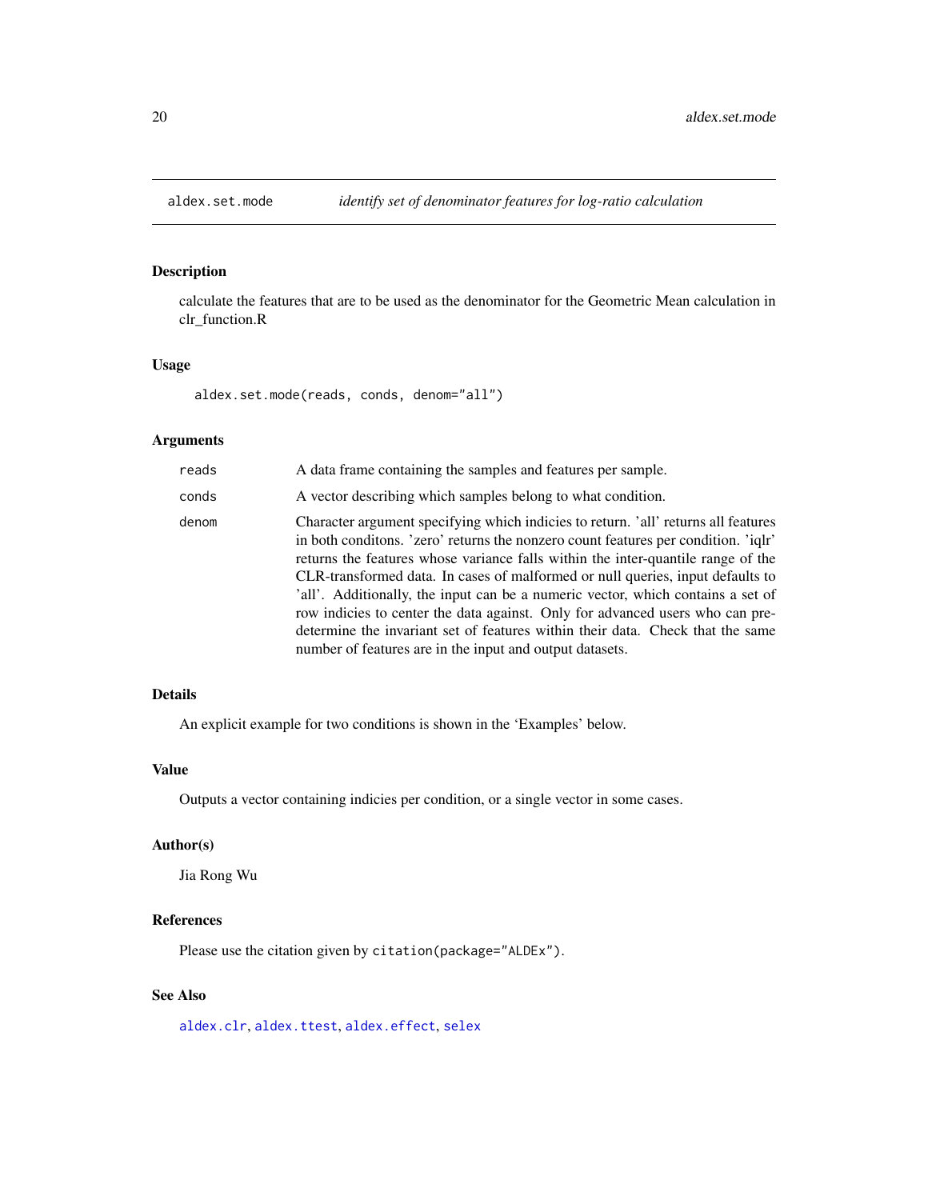# aldex.set.mode *identify set of denominator features for log-ratio calculation*

## Description

calculate the features that are to be used as the denominator for the Geometric Mean calculation in clr_function.R

## Usage

```
aldex.set.mode(reads, conds, denom="all")
```

## Arguments

| | |
|---|---|
| reads | A data frame containing the samples and features per sample. |
| conds | A vector describing which samples belong to what condition. |
| denom | Character argument specifying which indicies to return. 'all' returns all features in both conditons. 'zero' returns the nonzero count features per condition. 'iqlr' returns the features whose variance falls within the inter-quantile range of the CLR-transformed data. In cases of malformed or null queries, input defaults to 'all'. Additionally, the input can be a numeric vector, which contains a set of row indicies to center the data against. Only for advanced users who can predetermine the invariant set of features within their data. Check that the same number of features are in the input and output datasets. |

## Details

An explicit example for two conditions is shown in the 'Examples' below.

## Value

Outputs a vector containing indicies per condition, or a single vector in some cases.

## Author(s)

Jia Rong Wu

## References

Please use the citation given by `citation(package="ALDEx")`.

## See Also

aldex.clr, aldex.ttest, aldex.effect, selex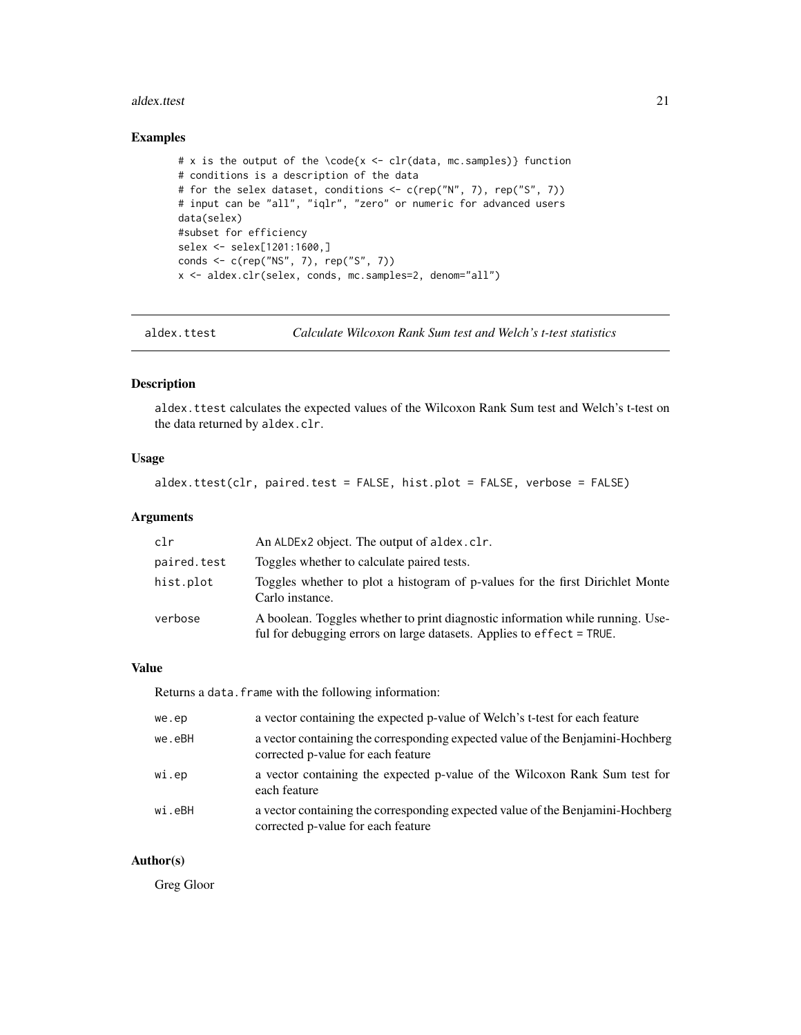## Examples

```
# x is the output of the \code{x <- clr(data, mc.samples)} function
# conditions is a description of the data
# for the selex dataset, conditions <- c(rep("N", 7), rep("S", 7))
# input can be "all", "iqlr", "zero" or numeric for advanced users
data(selex)
#subset for efficiency
selex <- selex[1201:1600,]
conds <- c(rep("NS", 7), rep("S", 7))
x <- aldex.clr(selex, conds, mc.samples=2, denom="all")
```

---

# aldex.ttest — *Calculate Wilcoxon Rank Sum test and Welch's t-test statistics*

---

## Description

`aldex.ttest` calculates the expected values of the Wilcoxon Rank Sum test and Welch's t-test on the data returned by `aldex.clr`.

## Usage

```
aldex.ttest(clr, paired.test = FALSE, hist.plot = FALSE, verbose = FALSE)
```

## Arguments

| | |
|---|---|
| `clr` | An ALDEx2 object. The output of `aldex.clr`. |
| `paired.test` | Toggles whether to calculate paired tests. |
| `hist.plot` | Toggles whether to plot a histogram of p-values for the first Dirichlet Monte Carlo instance. |
| `verbose` | A boolean. Toggles whether to print diagnostic information while running. Useful for debugging errors on large datasets. Applies to `effect = TRUE`. |

## Value

Returns a `data.frame` with the following information:

| | |
|---|---|
| `we.ep` | a vector containing the expected p-value of Welch's t-test for each feature |
| `we.eBH` | a vector containing the corresponding expected value of the Benjamini-Hochberg corrected p-value for each feature |
| `wi.ep` | a vector containing the expected p-value of the Wilcoxon Rank Sum test for each feature |
| `wi.eBH` | a vector containing the corresponding expected value of the Benjamini-Hochberg corrected p-value for each feature |

## Author(s)

Greg Gloor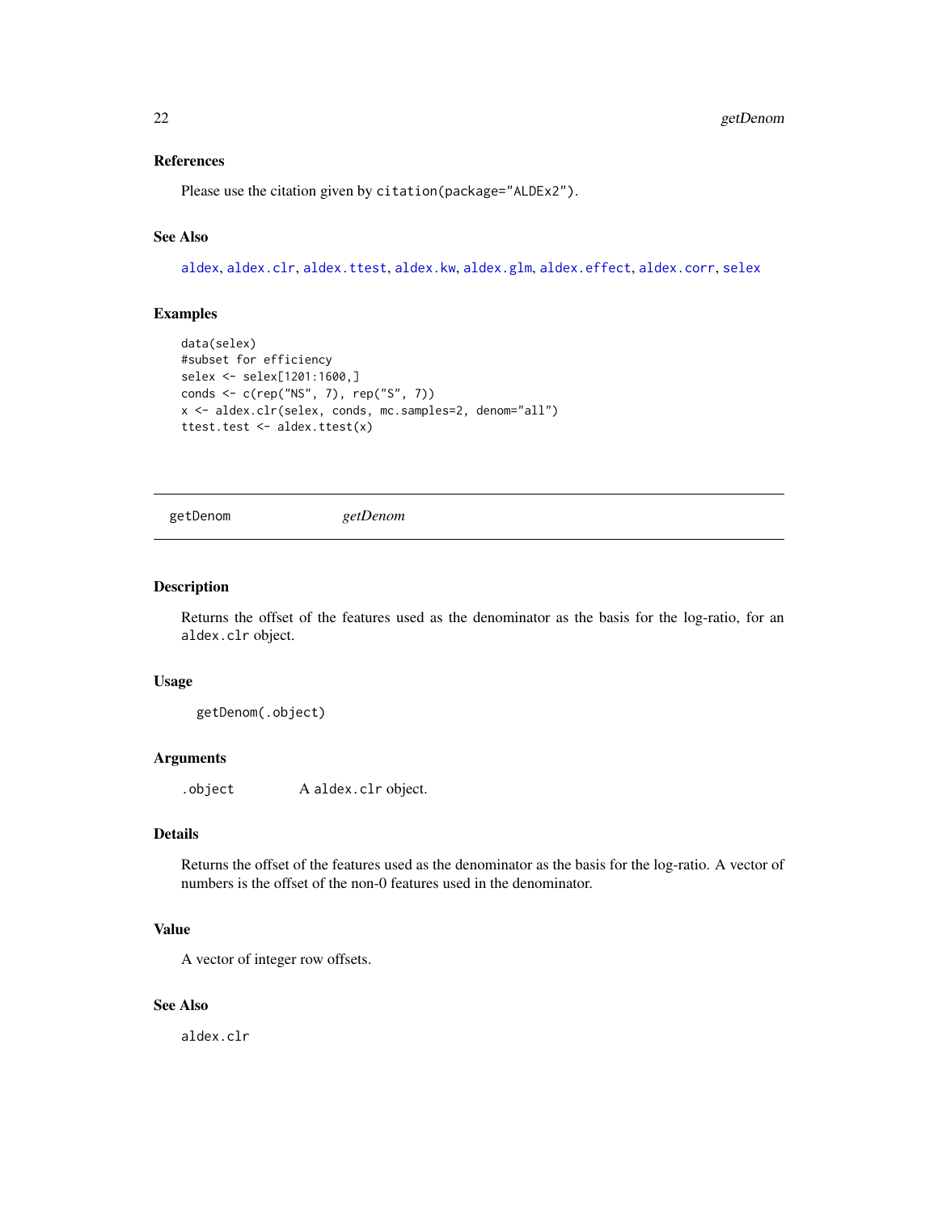### References

Please use the citation given by `citation(package="ALDEx2")`.

### See Also

`aldex`, `aldex.clr`, `aldex.ttest`, `aldex.kw`, `aldex.glm`, `aldex.effect`, `aldex.corr`, `selex`

### Examples

```
data(selex)
#subset for efficiency
selex <- selex[1201:1600,]
conds <- c(rep("NS", 7), rep("S", 7))
x <- aldex.clr(selex, conds, mc.samples=2, denom="all")
ttest.test <- aldex.ttest(x)
```

---

## getDenom *getDenom*

---

### Description

Returns the offset of the features used as the denominator as the basis for the log-ratio, for an `aldex.clr` object.

### Usage

```
getDenom(.object)
```

### Arguments

| | |
|---|---|
| `.object` | A `aldex.clr` object. |

### Details

Returns the offset of the features used as the denominator as the basis for the log-ratio. A vector of numbers is the offset of the non-0 features used in the denominator.

### Value

A vector of integer row offsets.

### See Also

`aldex.clr`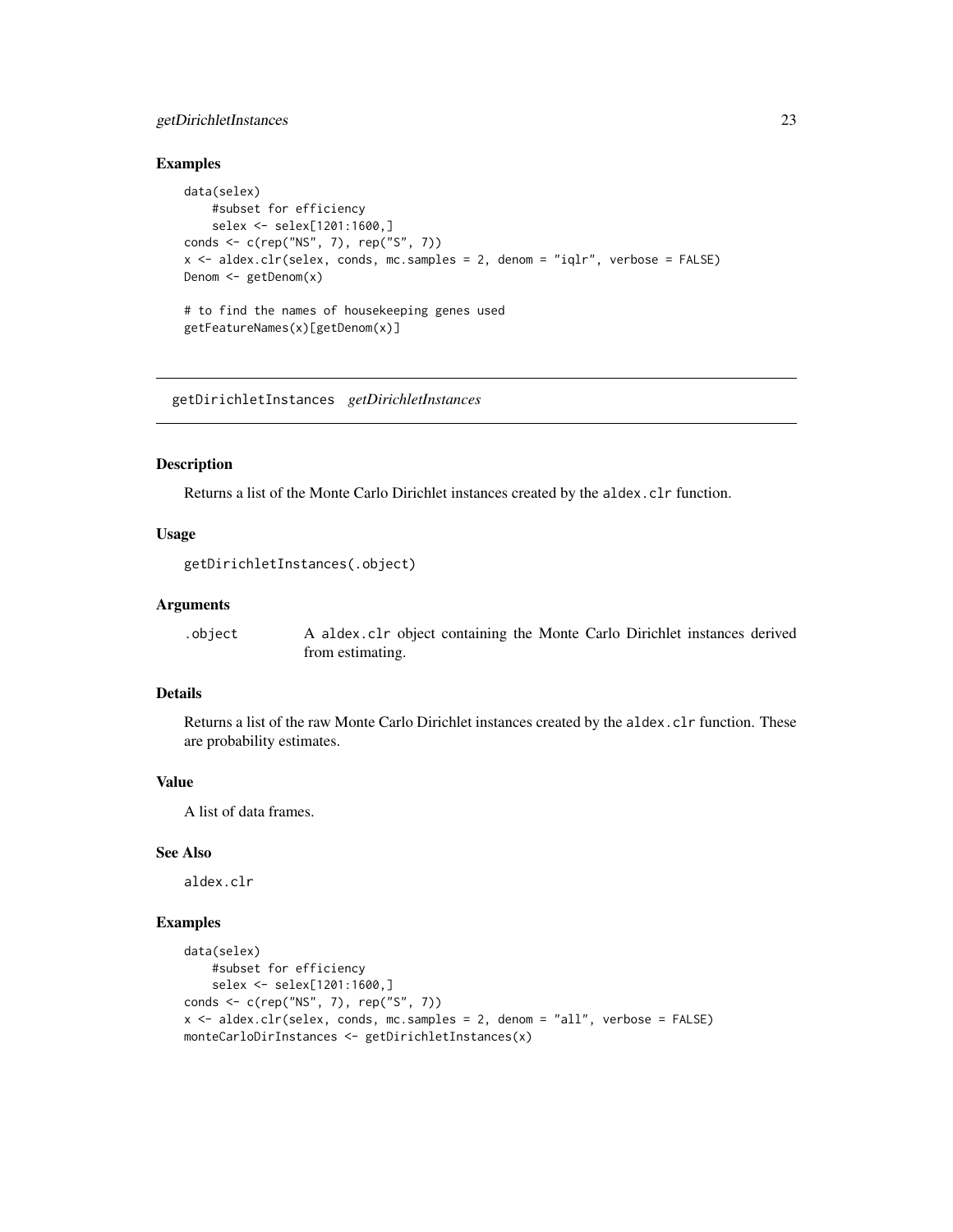## Examples

```
data(selex)
    #subset for efficiency
    selex <- selex[1201:1600,]
conds <- c(rep("NS", 7), rep("S", 7))
x <- aldex.clr(selex, conds, mc.samples = 2, denom = "iqlr", verbose = FALSE)
Denom <- getDenom(x)

# to find the names of housekeeping genes used
getFeatureNames(x)[getDenom(x)]
```

---

# getDirichletInstances *getDirichletInstances*

---

## Description

Returns a list of the Monte Carlo Dirichlet instances created by the `aldex.clr` function.

## Usage

```
getDirichletInstances(.object)
```

## Arguments

| | |
|---|---|
| `.object` | A `aldex.clr` object containing the Monte Carlo Dirichlet instances derived from estimating. |

## Details

Returns a list of the raw Monte Carlo Dirichlet instances created by the `aldex.clr` function. These are probability estimates.

## Value

A list of data frames.

## See Also

aldex.clr

## Examples

```
data(selex)
    #subset for efficiency
    selex <- selex[1201:1600,]
conds <- c(rep("NS", 7), rep("S", 7))
x <- aldex.clr(selex, conds, mc.samples = 2, denom = "all", verbose = FALSE)
monteCarloDirInstances <- getDirichletInstances(x)
```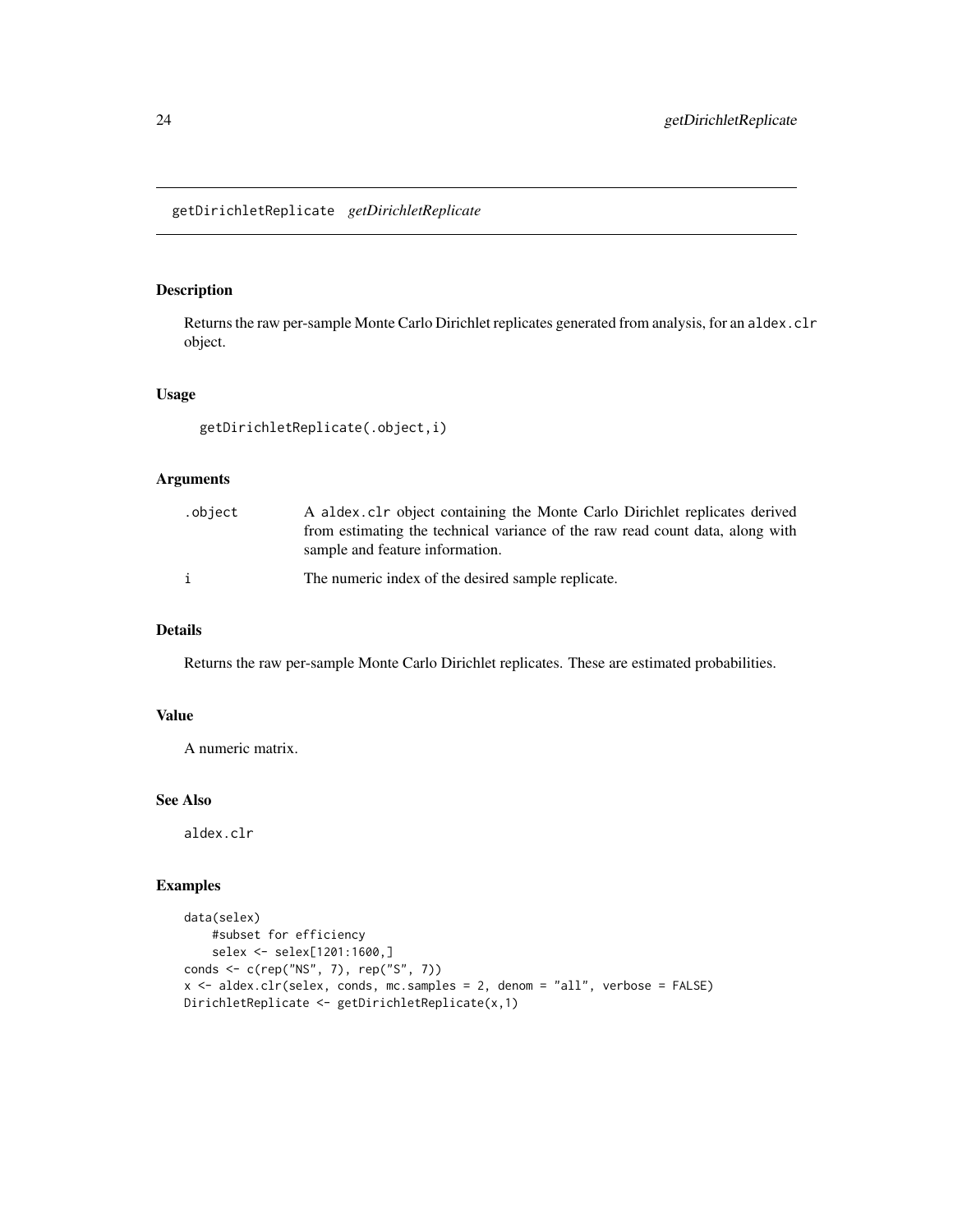## getDirichletReplicate *getDirichletReplicate*

### Description

Returns the raw per-sample Monte Carlo Dirichlet replicates generated from analysis, for an `aldex.clr` object.

### Usage

```
getDirichletReplicate(.object,i)
```

### Arguments

| | |
|---|---|
| `.object` | A `aldex.clr` object containing the Monte Carlo Dirichlet replicates derived from estimating the technical variance of the raw read count data, along with sample and feature information. |
| `i` | The numeric index of the desired sample replicate. |

### Details

Returns the raw per-sample Monte Carlo Dirichlet replicates. These are estimated probabilities.

### Value

A numeric matrix.

### See Also

`aldex.clr`

### Examples

```
data(selex)
    #subset for efficiency
    selex <- selex[1201:1600,]
conds <- c(rep("NS", 7), rep("S", 7))
x <- aldex.clr(selex, conds, mc.samples = 2, denom = "all", verbose = FALSE)
DirichletReplicate <- getDirichletReplicate(x,1)
```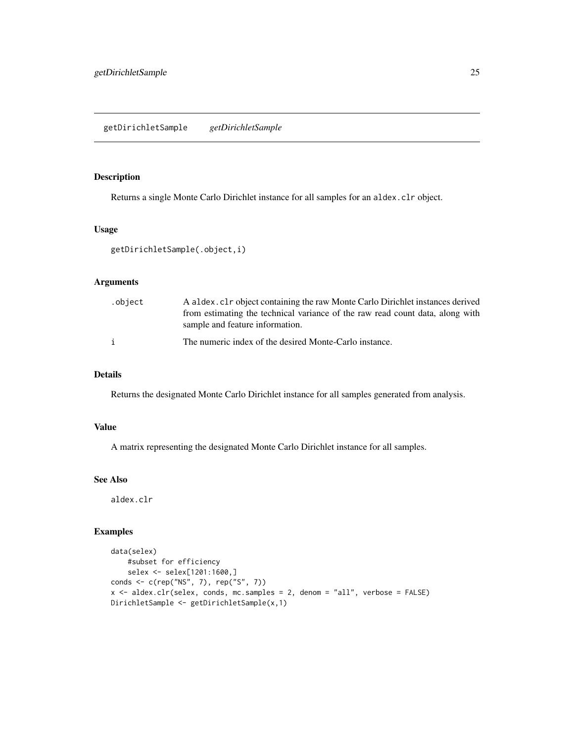## getDirichletSample *getDirichletSample*

### Description

Returns a single Monte Carlo Dirichlet instance for all samples for an `aldex.clr` object.

### Usage

```
getDirichletSample(.object,i)
```

### Arguments

| | |
|---|---|
| `.object` | A `aldex.clr` object containing the raw Monte Carlo Dirichlet instances derived from estimating the technical variance of the raw read count data, along with sample and feature information. |
| `i` | The numeric index of the desired Monte-Carlo instance. |

### Details

Returns the designated Monte Carlo Dirichlet instance for all samples generated from analysis.

### Value

A matrix representing the designated Monte Carlo Dirichlet instance for all samples.

### See Also

`aldex.clr`

### Examples

```
data(selex)
    #subset for efficiency
    selex <- selex[1201:1600,]
conds <- c(rep("NS", 7), rep("S", 7))
x <- aldex.clr(selex, conds, mc.samples = 2, denom = "all", verbose = FALSE)
DirichletSample <- getDirichletSample(x,1)
```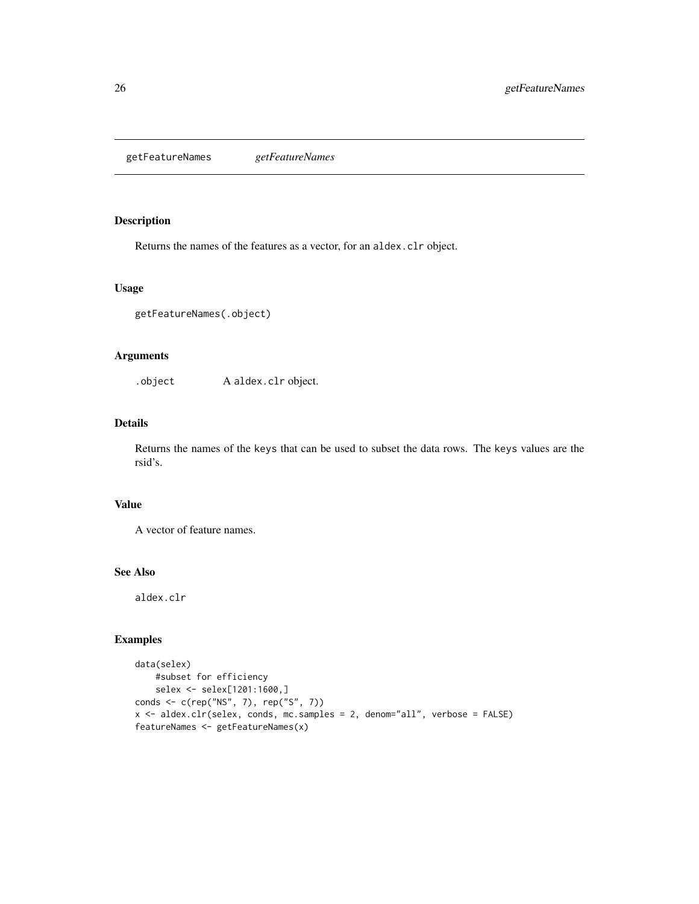# getFeatureNames *getFeatureNames*

## Description

Returns the names of the features as a vector, for an `aldex.clr` object.

## Usage

```
getFeatureNames(.object)
```

## Arguments

| | |
|---|---|
| `.object` | A `aldex.clr` object. |

## Details

Returns the names of the `keys` that can be used to subset the data rows. The `keys` values are the rsid's.

## Value

A vector of feature names.

## See Also

`aldex.clr`

## Examples

```
data(selex)
    #subset for efficiency
    selex <- selex[1201:1600,]
conds <- c(rep("NS", 7), rep("S", 7))
x <- aldex.clr(selex, conds, mc.samples = 2, denom="all", verbose = FALSE)
featureNames <- getFeatureNames(x)
```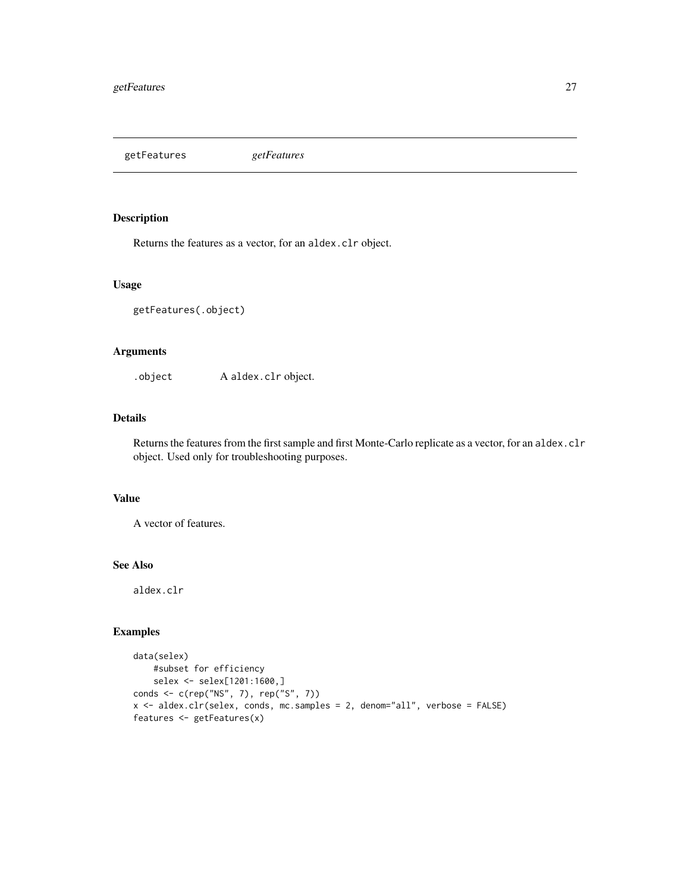# getFeatures *getFeatures*

## Description

Returns the features as a vector, for an `aldex.clr` object.

## Usage

```
getFeatures(.object)
```

## Arguments

| | |
|---|---|
| `.object` | A `aldex.clr` object. |

## Details

Returns the features from the first sample and first Monte-Carlo replicate as a vector, for an `aldex.clr` object. Used only for troubleshooting purposes.

## Value

A vector of features.

## See Also

aldex.clr

## Examples

```
data(selex)
    #subset for efficiency
    selex <- selex[1201:1600,]
conds <- c(rep("NS", 7), rep("S", 7))
x <- aldex.clr(selex, conds, mc.samples = 2, denom="all", verbose = FALSE)
features <- getFeatures(x)
```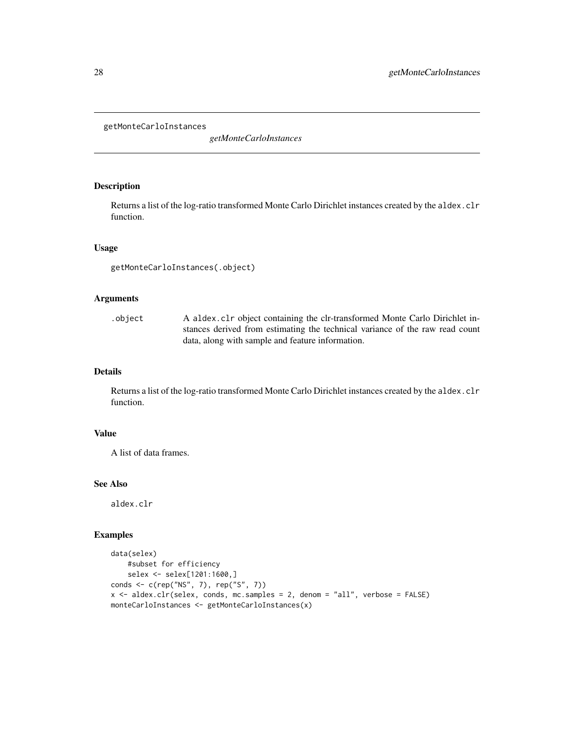getMonteCarloInstances    *getMonteCarloInstances*

### Description

Returns a list of the log-ratio transformed Monte Carlo Dirichlet instances created by the aldex.clr function.

### Usage

```
getMonteCarloInstances(.object)
```

### Arguments

| | |
|---|---|
| .object | A aldex.clr object containing the clr-transformed Monte Carlo Dirichlet instances derived from estimating the technical variance of the raw read count data, along with sample and feature information. |

### Details

Returns a list of the log-ratio transformed Monte Carlo Dirichlet instances created by the aldex.clr function.

### Value

A list of data frames.

### See Also

aldex.clr

### Examples

```
data(selex)
    #subset for efficiency
    selex <- selex[1201:1600,]
conds <- c(rep("NS", 7), rep("S", 7))
x <- aldex.clr(selex, conds, mc.samples = 2, denom = "all", verbose = FALSE)
monteCarloInstances <- getMonteCarloInstances(x)
```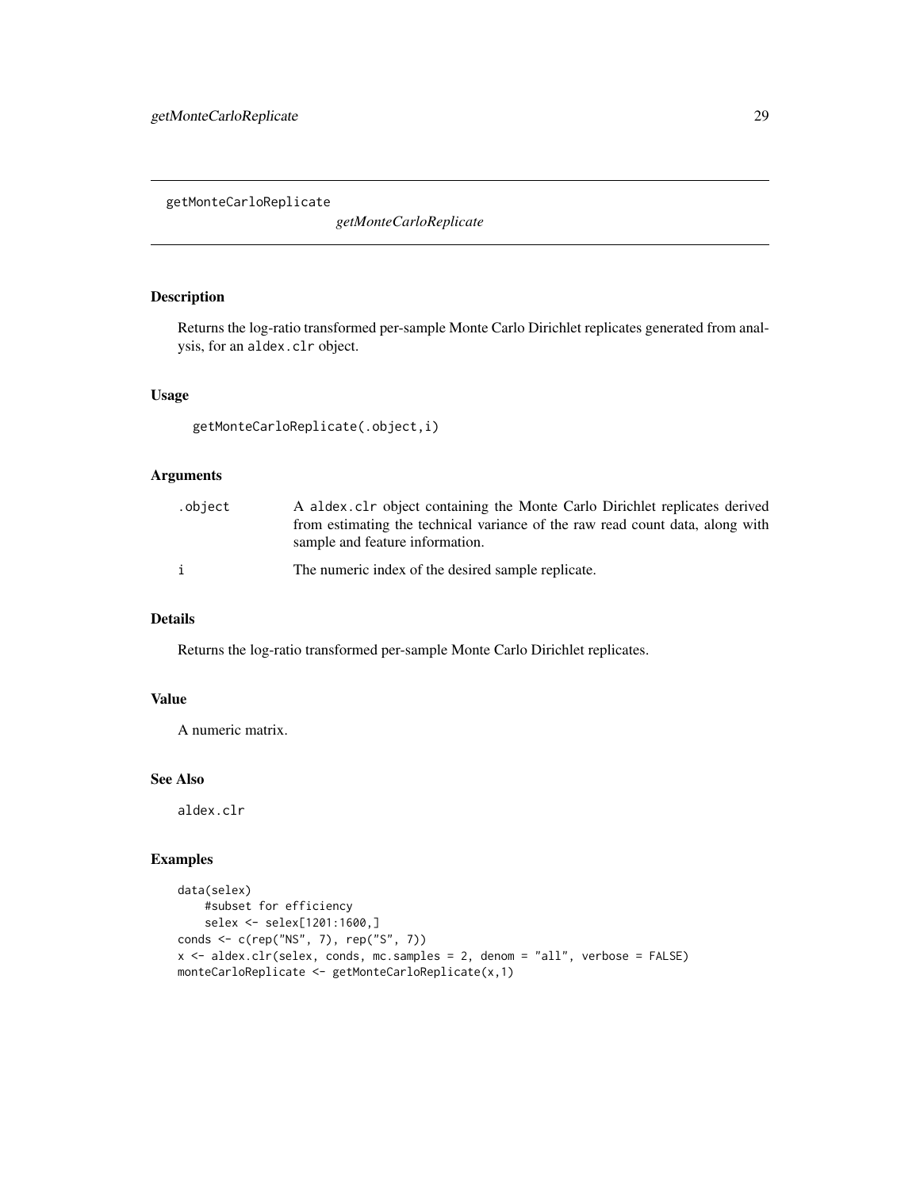## getMonteCarloReplicate

*getMonteCarloReplicate*

### Description

Returns the log-ratio transformed per-sample Monte Carlo Dirichlet replicates generated from analysis, for an aldex.clr object.

### Usage

```
getMonteCarloReplicate(.object,i)
```

### Arguments

| | |
|---|---|
| .object | A aldex.clr object containing the Monte Carlo Dirichlet replicates derived from estimating the technical variance of the raw read count data, along with sample and feature information. |
| i | The numeric index of the desired sample replicate. |

### Details

Returns the log-ratio transformed per-sample Monte Carlo Dirichlet replicates.

### Value

A numeric matrix.

### See Also

aldex.clr

### Examples

```
data(selex)
    #subset for efficiency
    selex <- selex[1201:1600,]
conds <- c(rep("NS", 7), rep("S", 7))
x <- aldex.clr(selex, conds, mc.samples = 2, denom = "all", verbose = FALSE)
monteCarloReplicate <- getMonteCarloReplicate(x,1)
```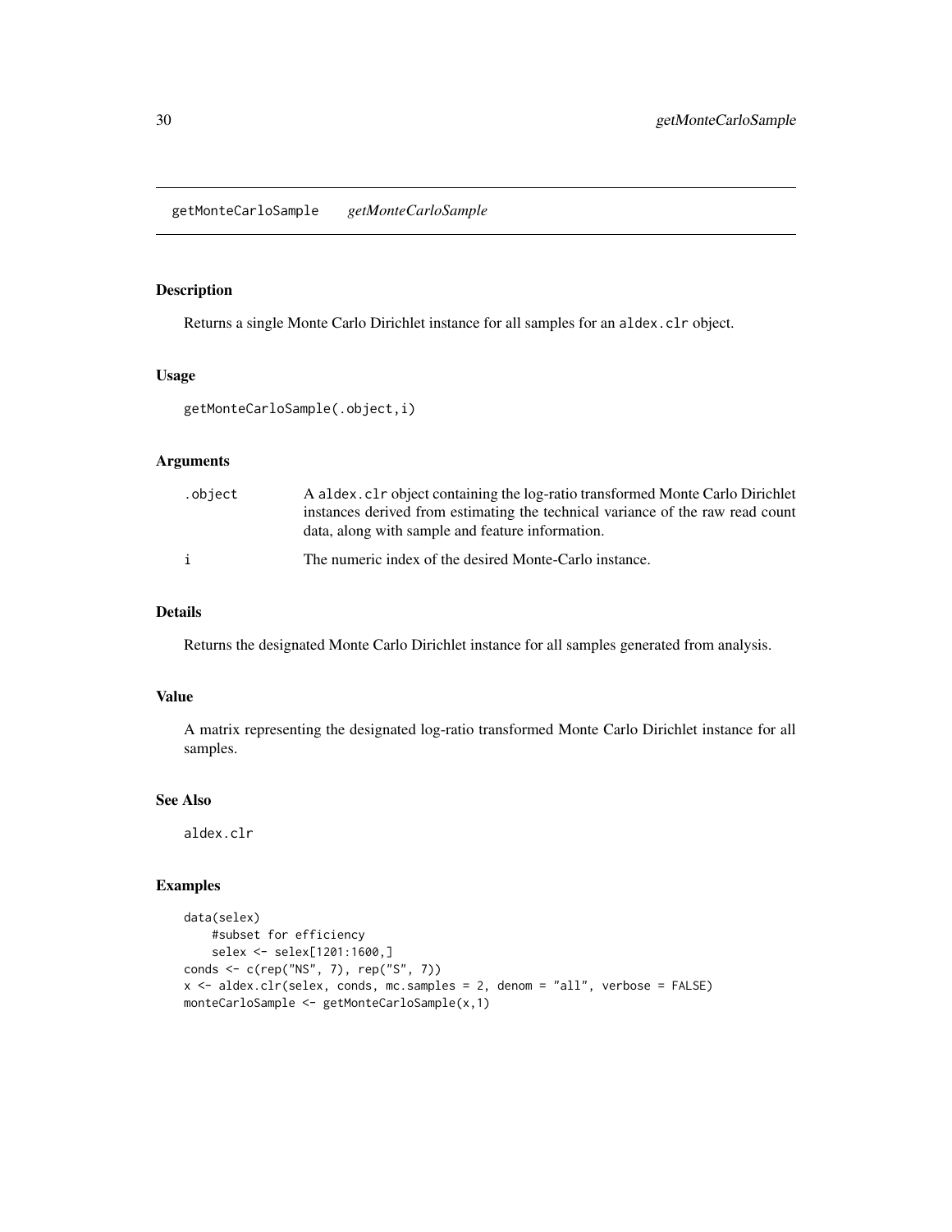# getMonteCarloSample *getMonteCarloSample*

## Description

Returns a single Monte Carlo Dirichlet instance for all samples for an `aldex.clr` object.

## Usage

```
getMonteCarloSample(.object,i)
```

## Arguments

| | |
|---|---|
| `.object` | A `aldex.clr` object containing the log-ratio transformed Monte Carlo Dirichlet instances derived from estimating the technical variance of the raw read count data, along with sample and feature information. |
| `i` | The numeric index of the desired Monte-Carlo instance. |

## Details

Returns the designated Monte Carlo Dirichlet instance for all samples generated from analysis.

## Value

A matrix representing the designated log-ratio transformed Monte Carlo Dirichlet instance for all samples.

## See Also

`aldex.clr`

## Examples

```
data(selex)
    #subset for efficiency
    selex <- selex[1201:1600,]
conds <- c(rep("NS", 7), rep("S", 7))
x <- aldex.clr(selex, conds, mc.samples = 2, denom = "all", verbose = FALSE)
monteCarloSample <- getMonteCarloSample(x,1)
```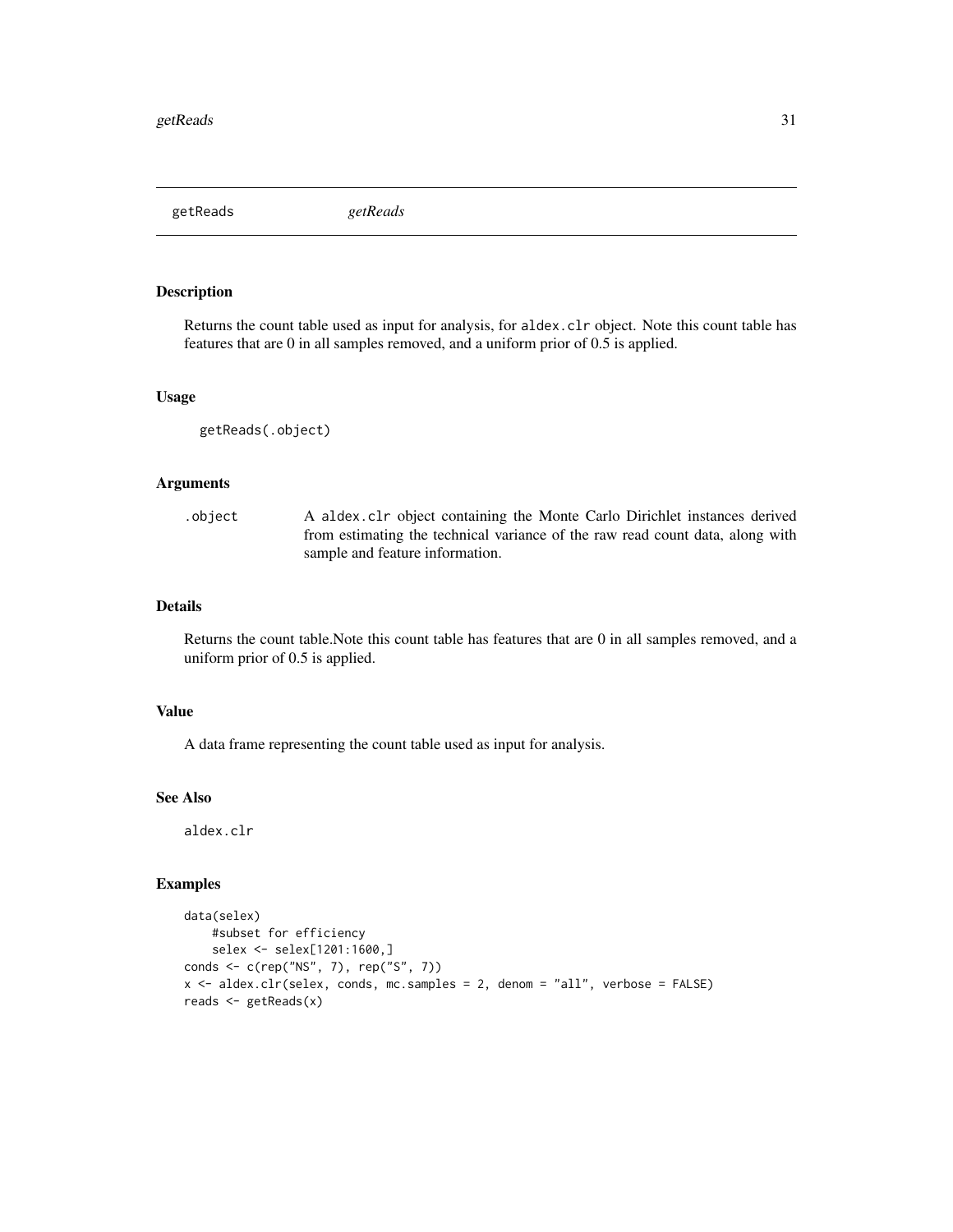## getReads *getReads*

### Description

Returns the count table used as input for analysis, for `aldex.clr` object. Note this count table has features that are 0 in all samples removed, and a uniform prior of 0.5 is applied.

### Usage

```
getReads(.object)
```

### Arguments

| | |
|---|---|
| `.object` | A `aldex.clr` object containing the Monte Carlo Dirichlet instances derived from estimating the technical variance of the raw read count data, along with sample and feature information. |

### Details

Returns the count table.Note this count table has features that are 0 in all samples removed, and a uniform prior of 0.5 is applied.

### Value

A data frame representing the count table used as input for analysis.

### See Also

aldex.clr

### Examples

```
data(selex)
    #subset for efficiency
    selex <- selex[1201:1600,]
conds <- c(rep("NS", 7), rep("S", 7))
x <- aldex.clr(selex, conds, mc.samples = 2, denom = "all", verbose = FALSE)
reads <- getReads(x)
```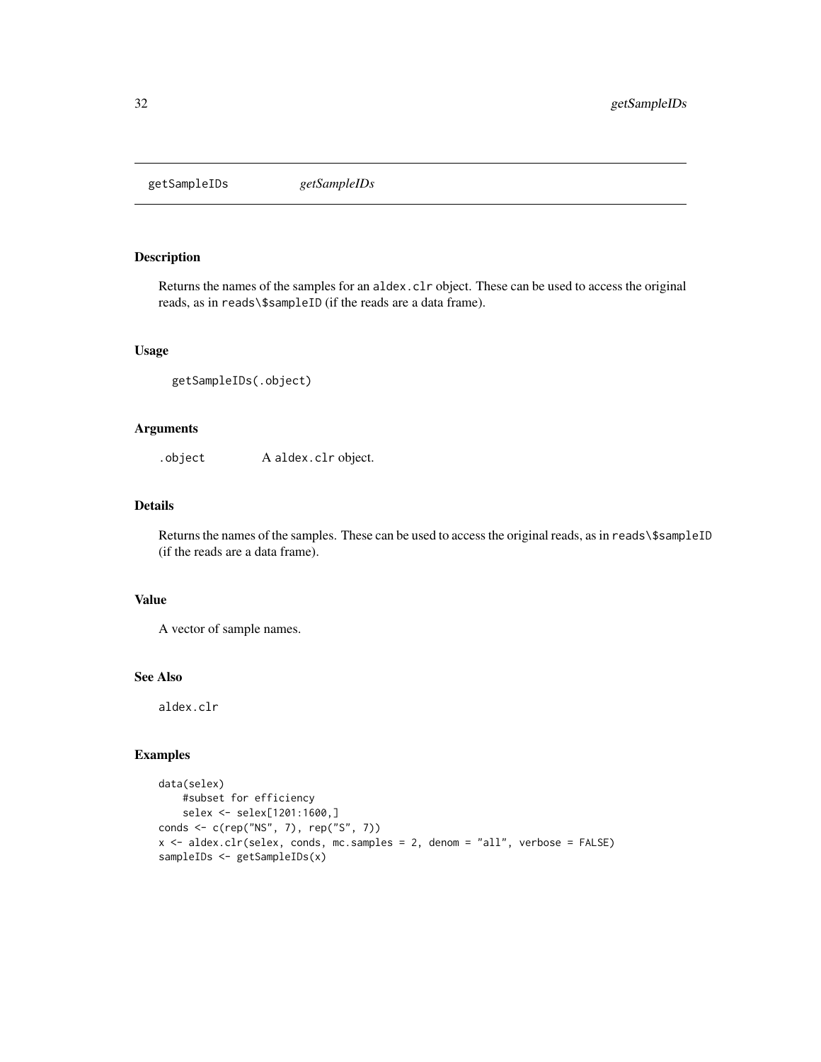getSampleIDs *getSampleIDs*

## Description

Returns the names of the samples for an `aldex.clr` object. These can be used to access the original reads, as in `reads\$sampleID` (if the reads are a data frame).

## Usage

```
getSampleIDs(.object)
```

## Arguments

| | |
|---|---|
| `.object` | A `aldex.clr` object. |

## Details

Returns the names of the samples. These can be used to access the original reads, as in `reads\$sampleID` (if the reads are a data frame).

## Value

A vector of sample names.

## See Also

`aldex.clr`

## Examples

```
data(selex)
    #subset for efficiency
    selex <- selex[1201:1600,]
conds <- c(rep("NS", 7), rep("S", 7))
x <- aldex.clr(selex, conds, mc.samples = 2, denom = "all", verbose = FALSE)
sampleIDs <- getSampleIDs(x)
```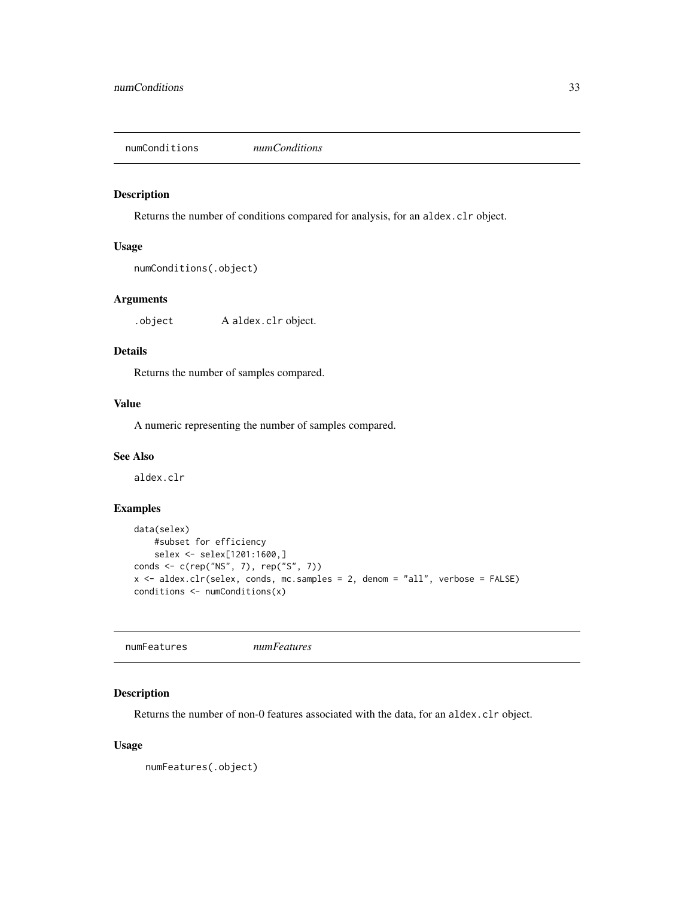## numConditions *numConditions*

### Description

Returns the number of conditions compared for analysis, for an `aldex.clr` object.

### Usage

```
numConditions(.object)
```

### Arguments

| | |
|---|---|
| `.object` | A `aldex.clr` object. |

### Details

Returns the number of samples compared.

### Value

A numeric representing the number of samples compared.

### See Also

`aldex.clr`

### Examples

```
data(selex)
    #subset for efficiency
    selex <- selex[1201:1600,]
conds <- c(rep("NS", 7), rep("S", 7))
x <- aldex.clr(selex, conds, mc.samples = 2, denom = "all", verbose = FALSE)
conditions <- numConditions(x)
```

## numFeatures *numFeatures*

### Description

Returns the number of non-0 features associated with the data, for an `aldex.clr` object.

### Usage

```
numFeatures(.object)
```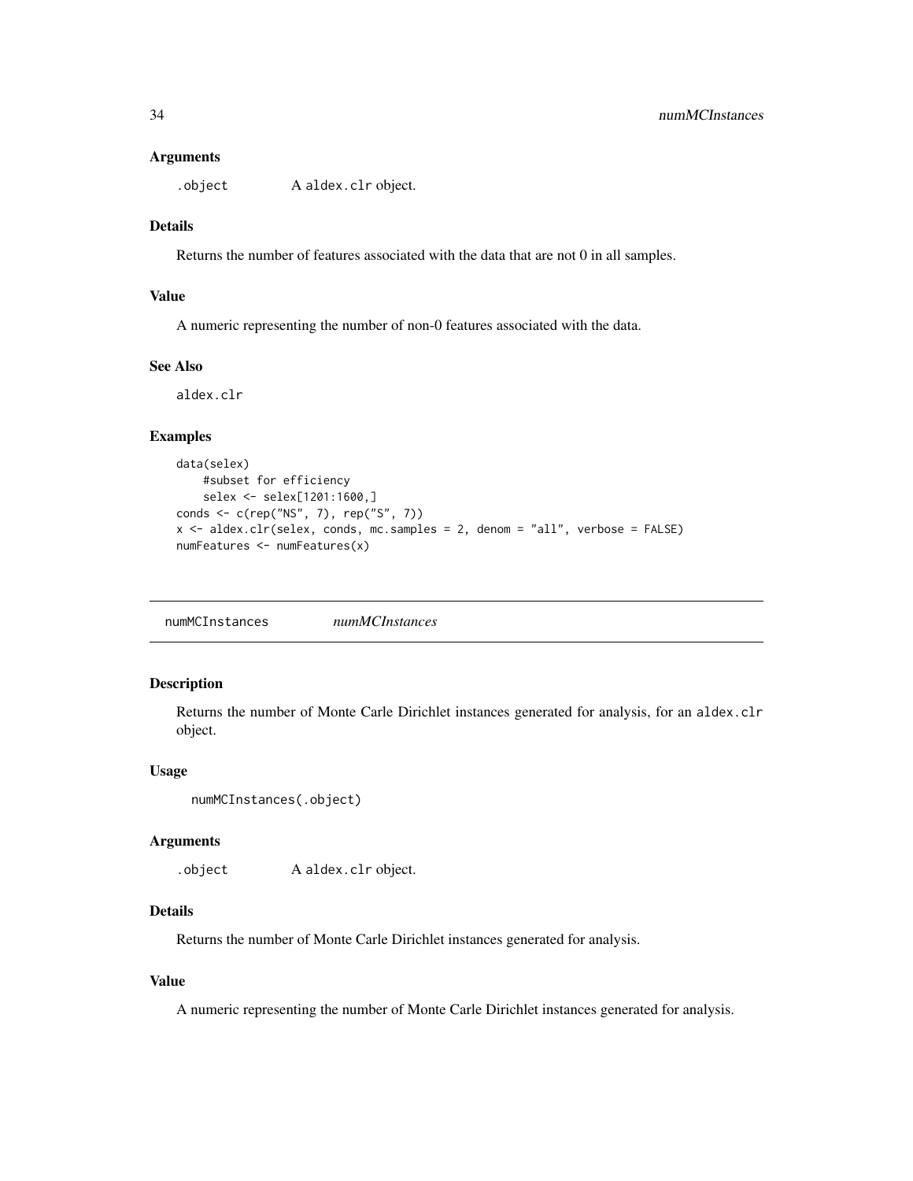### Arguments

.object A aldex.clr object.

### Details

Returns the number of features associated with the data that are not 0 in all samples.

### Value

A numeric representing the number of non-0 features associated with the data.

### See Also

aldex.clr

### Examples

```
data(selex)
    #subset for efficiency
    selex <- selex[1201:1600,]
conds <- c(rep("NS", 7), rep("S", 7))
x <- aldex.clr(selex, conds, mc.samples = 2, denom = "all", verbose = FALSE)
numFeatures <- numFeatures(x)
```

---

## numMCInstances *numMCInstances*

### Description

Returns the number of Monte Carle Dirichlet instances generated for analysis, for an aldex.clr object.

### Usage

```
numMCInstances(.object)
```

### Arguments

.object A aldex.clr object.

### Details

Returns the number of Monte Carle Dirichlet instances generated for analysis.

### Value

A numeric representing the number of Monte Carle Dirichlet instances generated for analysis.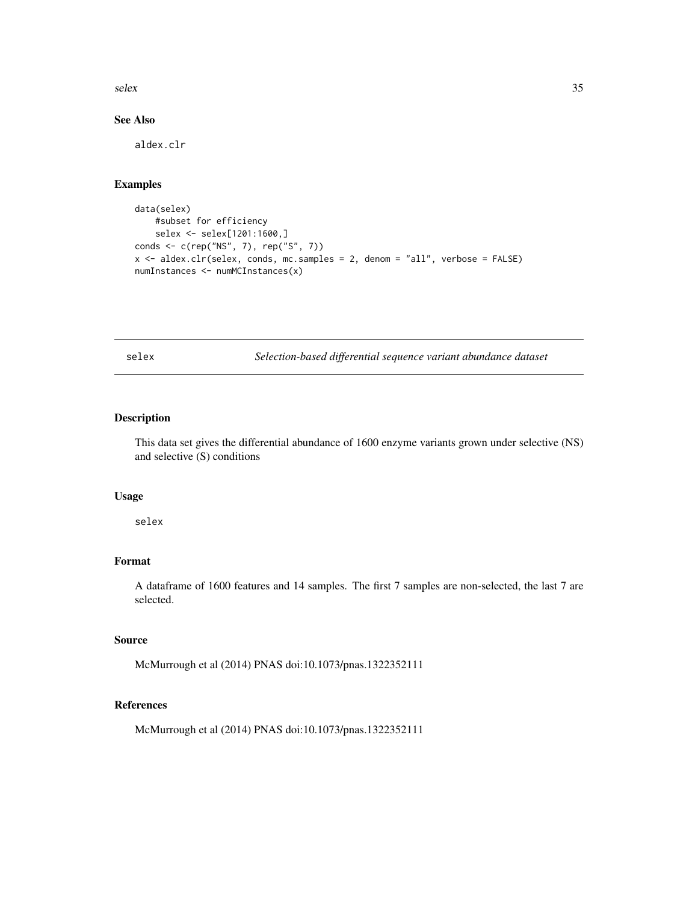### See Also

aldex.clr

### Examples

```
data(selex)
    #subset for efficiency
    selex <- selex[1201:1600,]
conds <- c(rep("NS", 7), rep("S", 7))
x <- aldex.clr(selex, conds, mc.samples = 2, denom = "all", verbose = FALSE)
numInstances <- numMCInstances(x)
```

---

## selex — *Selection-based differential sequence variant abundance dataset*

---

### Description

This data set gives the differential abundance of 1600 enzyme variants grown under selective (NS) and selective (S) conditions

### Usage

selex

### Format

A dataframe of 1600 features and 14 samples. The first 7 samples are non-selected, the last 7 are selected.

### Source

McMurrough et al (2014) PNAS doi:10.1073/pnas.1322352111

### References

McMurrough et al (2014) PNAS doi:10.1073/pnas.1322352111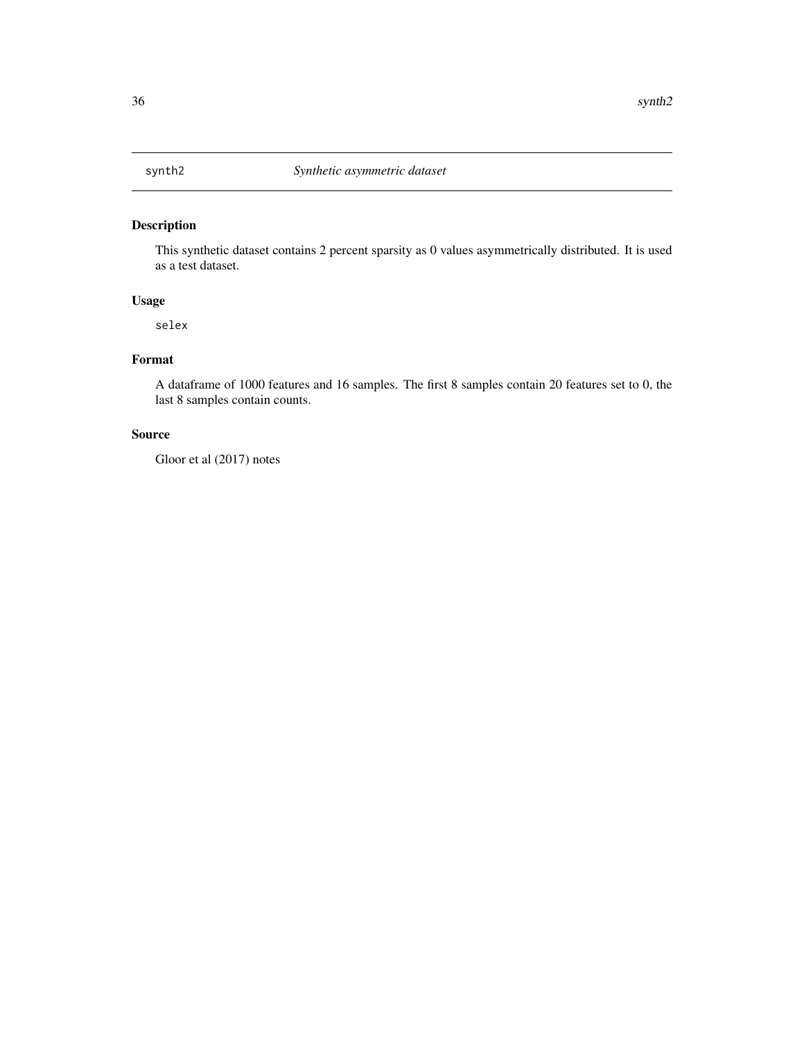## synth2 — *Synthetic asymmetric dataset*

### Description

This synthetic dataset contains 2 percent sparsity as 0 values asymmetrically distributed. It is used as a test dataset.

### Usage

```
selex
```

### Format

A dataframe of 1000 features and 16 samples. The first 8 samples contain 20 features set to 0, the last 8 samples contain counts.

### Source

Gloor et al (2017) notes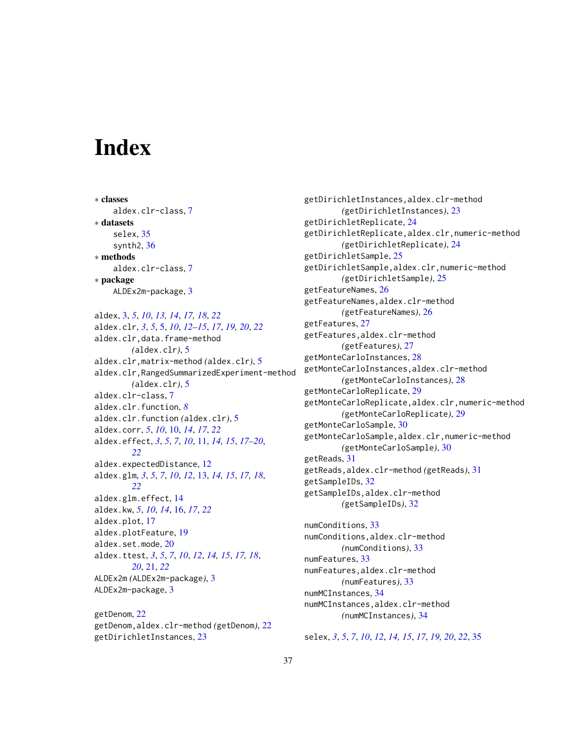# Index

∗ **classes**
  aldex.clr-class, 7
∗ **datasets**
  selex, 35
  synth2, 36
∗ **methods**
  aldex.clr-class, 7
∗ **package**
  ALDEx2m-package, 3

aldex, 3, *5*, *10*, *13, 14*, *17, 18*, *22*
aldex.clr, *3*, *5*, 5, *10*, *12–15*, *17*, *19, 20*, *22*
aldex.clr,data.frame-method
  *(*aldex.clr*)*, 5
aldex.clr,matrix-method *(*aldex.clr*)*, 5
aldex.clr,RangedSummarizedExperiment-method
  *(*aldex.clr*)*, 5
aldex.clr-class, 7
aldex.clr.function, *8*
aldex.clr.function *(*aldex.clr*)*, 5
aldex.corr, *5*, *10*, 10, *14*, *17*, *22*
aldex.effect, *3*, *5*, *7*, *10*, 11, *14, 15*, *17–20*,
  *22*
aldex.expectedDistance, 12
aldex.glm, *3*, *5*, *7*, *10*, *12*, 13, *14, 15*, *17, 18*,
  *22*
aldex.glm.effect, 14
aldex.kw, *5*, *10*, *14*, 16, *17*, *22*
aldex.plot, 17
aldex.plotFeature, 19
aldex.set.mode, 20
aldex.ttest, *3*, *5*, *7*, *10*, *12*, *14, 15*, *17, 18*,
  *20*, 21, *22*
ALDEx2m *(*ALDEx2m-package*)*, 3
ALDEx2m-package, 3

getDenom, 22
getDenom,aldex.clr-method *(*getDenom*)*, 22
getDirichletInstances, 23
getDirichletInstances,aldex.clr-method
  *(*getDirichletInstances*)*, 23
getDirichletReplicate, 24
getDirichletReplicate,aldex.clr,numeric-method
  *(*getDirichletReplicate*)*, 24
getDirichletSample, 25
getDirichletSample,aldex.clr,numeric-method
  *(*getDirichletSample*)*, 25
getFeatureNames, 26
getFeatureNames,aldex.clr-method
  *(*getFeatureNames*)*, 26
getFeatures, 27
getFeatures,aldex.clr-method
  *(*getFeatures*)*, 27
getMonteCarloInstances, 28
getMonteCarloInstances,aldex.clr-method
  *(*getMonteCarloInstances*)*, 28
getMonteCarloReplicate, 29
getMonteCarloReplicate,aldex.clr,numeric-method
  *(*getMonteCarloReplicate*)*, 29
getMonteCarloSample, 30
getMonteCarloSample,aldex.clr,numeric-method
  *(*getMonteCarloSample*)*, 30
getReads, 31
getReads,aldex.clr-method *(*getReads*)*, 31
getSampleIDs, 32
getSampleIDs,aldex.clr-method
  *(*getSampleIDs*)*, 32

numConditions, 33
numConditions,aldex.clr-method
  *(*numConditions*)*, 33
numFeatures, 33
numFeatures,aldex.clr-method
  *(*numFeatures*)*, 33
numMCInstances, 34
numMCInstances,aldex.clr-method
  *(*numMCInstances*)*, 34

selex, *3*, *5*, *7*, *10*, *12*, *14, 15*, *17*, *19, 20*, *22*, 35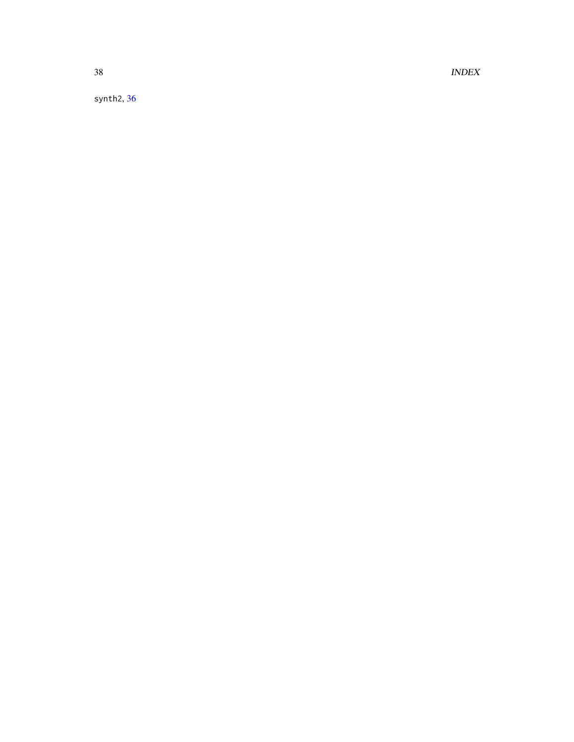synth2, 36